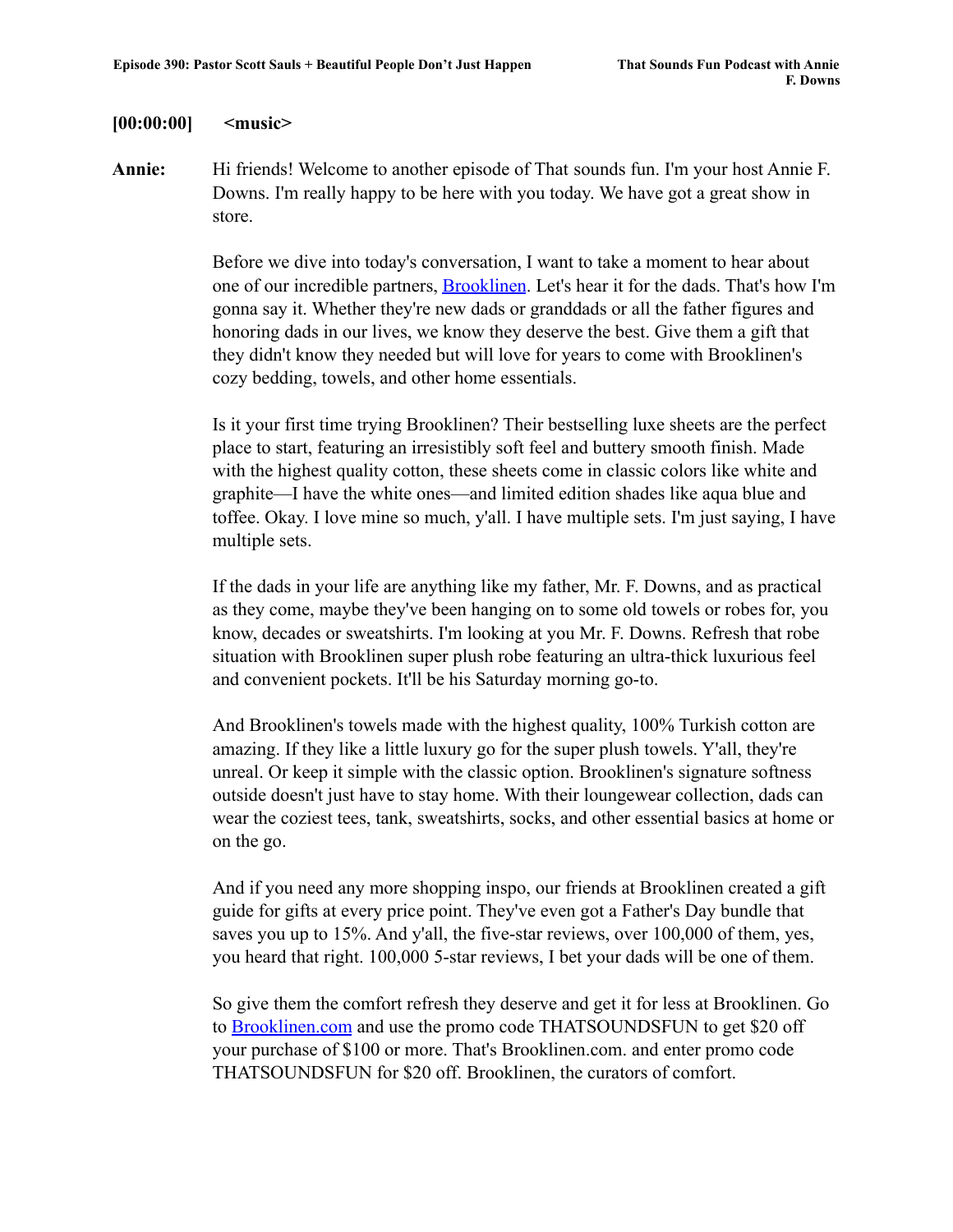**[00:00:00]** **<music>**

**Annie:** Hi friends! Welcome to another episode of That sounds fun. I'm your host Annie F. Downs. I'm really happy to be here with you today. We have got a great show in store.

Before we dive into today's conversation, I want to take a moment to hear about one of our incredible partners, [Brooklinen](). Let's hear it for the dads. That's how I'm gonna say it. Whether they're new dads or granddads or all the father figures and honoring dads in our lives, we know they deserve the best. Give them a gift that they didn't know they needed but will love for years to come with Brooklinen's cozy bedding, towels, and other home essentials.

Is it your first time trying Brooklinen? Their bestselling luxe sheets are the perfect place to start, featuring an irresistibly soft feel and buttery smooth finish. Made with the highest quality cotton, these sheets come in classic colors like white and graphite—I have the white ones—and limited edition shades like aqua blue and toffee. Okay. I love mine so much, y'all. I have multiple sets. I'm just saying, I have multiple sets.

If the dads in your life are anything like my father, Mr. F. Downs, and as practical as they come, maybe they've been hanging on to some old towels or robes for, you know, decades or sweatshirts. I'm looking at you Mr. F. Downs. Refresh that robe situation with Brooklinen super plush robe featuring an ultra-thick luxurious feel and convenient pockets. It'll be his Saturday morning go-to.

And Brooklinen's towels made with the highest quality, 100% Turkish cotton are amazing. If they like a little luxury go for the super plush towels. Y'all, they're unreal. Or keep it simple with the classic option. Brooklinen's signature softness outside doesn't just have to stay home. With their loungewear collection, dads can wear the coziest tees, tank, sweatshirts, socks, and other essential basics at home or on the go.

And if you need any more shopping inspo, our friends at Brooklinen created a gift guide for gifts at every price point. They've even got a Father's Day bundle that saves you up to 15%. And y'all, the five-star reviews, over 100,000 of them, yes, you heard that right. 100,000 5-star reviews, I bet your dads will be one of them.

So give them the comfort refresh they deserve and get it for less at Brooklinen. Go to [Brooklinen.com]() and use the promo code THATSOUNDSFUN to get $20 off your purchase of $100 or more. That's Brooklinen.com. and enter promo code THATSOUNDSFUN for $20 off. Brooklinen, the curators of comfort.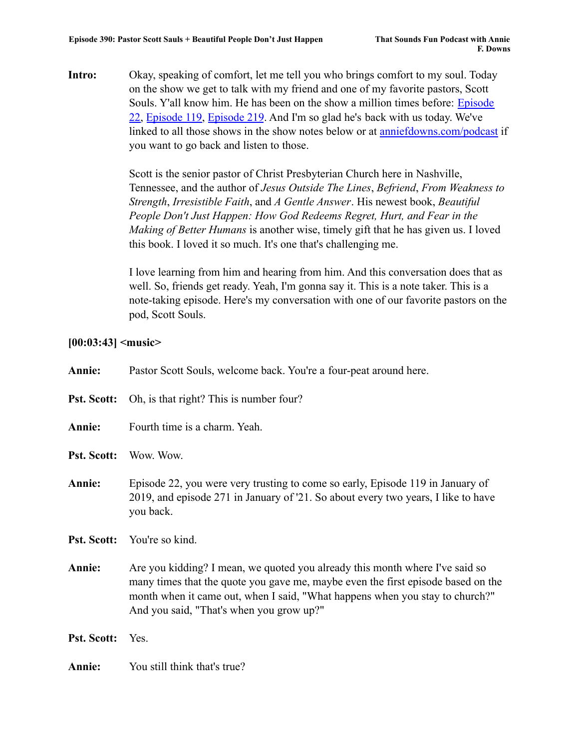**Intro:** Okay, speaking of comfort, let me tell you who brings comfort to my soul. Today on the show we get to talk with my friend and one of my favorite pastors, Scott Souls. Y'all know him. He has been on the show a million times before: Episode 22, Episode 119, Episode 219. And I'm so glad he's back with us today. We've linked to all those shows in the show notes below or at anniefdowns.com/podcast if you want to go back and listen to those.

Scott is the senior pastor of Christ Presbyterian Church here in Nashville, Tennessee, and the author of *Jesus Outside The Lines*, *Befriend*, *From Weakness to Strength*, *Irresistible Faith*, and *A Gentle Answer*. His newest book, *Beautiful People Don't Just Happen: How God Redeems Regret, Hurt, and Fear in the Making of Better Humans* is another wise, timely gift that he has given us. I loved this book. I loved it so much. It's one that's challenging me.

I love learning from him and hearing from him. And this conversation does that as well. So, friends get ready. Yeah, I'm gonna say it. This is a note taker. This is a note-taking episode. Here's my conversation with one of our favorite pastors on the pod, Scott Souls.

**[00:03:43] <music>**

**Annie:** Pastor Scott Souls, welcome back. You're a four-peat around here.

**Pst. Scott:** Oh, is that right? This is number four?

**Annie:** Fourth time is a charm. Yeah.

**Pst. Scott:** Wow. Wow.

**Annie:** Episode 22, you were very trusting to come so early, Episode 119 in January of 2019, and episode 271 in January of '21. So about every two years, I like to have you back.

**Pst. Scott:** You're so kind.

**Annie:** Are you kidding? I mean, we quoted you already this month where I've said so many times that the quote you gave me, maybe even the first episode based on the month when it came out, when I said, "What happens when you stay to church?" And you said, "That's when you grow up?"

**Pst. Scott:** Yes.

**Annie:** You still think that's true?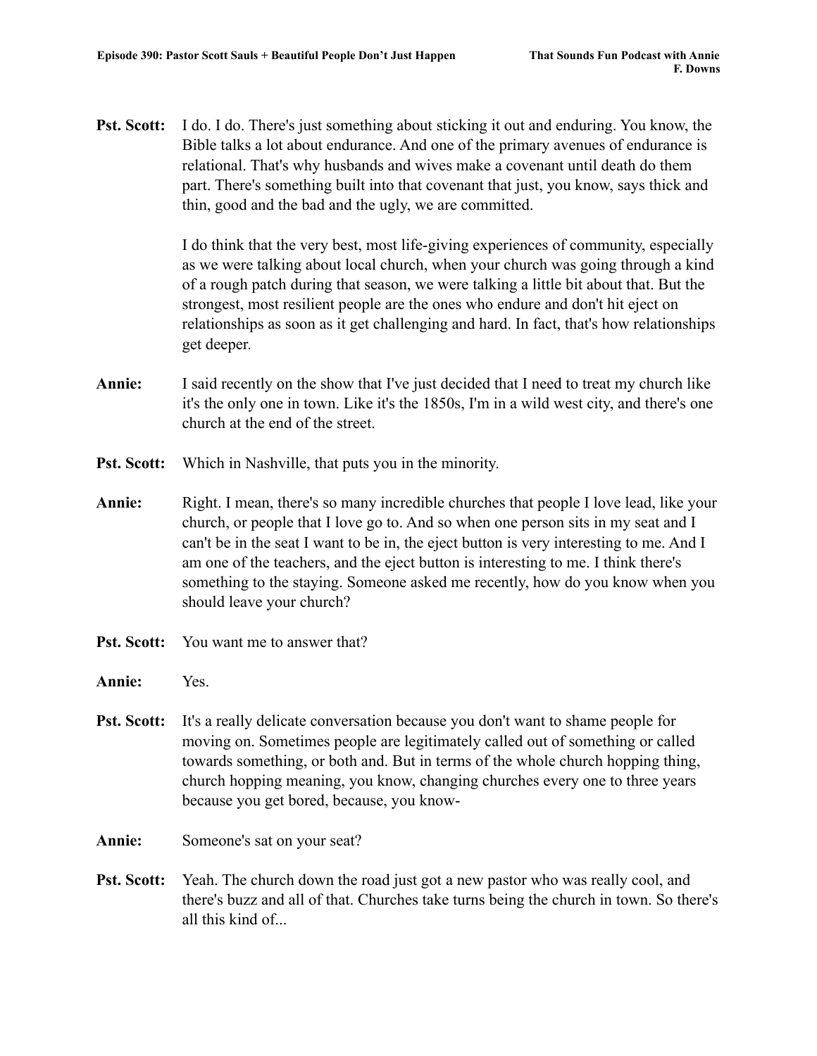**Pst. Scott:** I do. I do. There's just something about sticking it out and enduring. You know, the Bible talks a lot about endurance. And one of the primary avenues of endurance is relational. That's why husbands and wives make a covenant until death do them part. There's something built into that covenant that just, you know, says thick and thin, good and the bad and the ugly, we are committed.

I do think that the very best, most life-giving experiences of community, especially as we were talking about local church, when your church was going through a kind of a rough patch during that season, we were talking a little bit about that. But the strongest, most resilient people are the ones who endure and don't hit eject on relationships as soon as it get challenging and hard. In fact, that's how relationships get deeper.

**Annie:** I said recently on the show that I've just decided that I need to treat my church like it's the only one in town. Like it's the 1850s, I'm in a wild west city, and there's one church at the end of the street.

**Pst. Scott:** Which in Nashville, that puts you in the minority.

**Annie:** Right. I mean, there's so many incredible churches that people I love lead, like your church, or people that I love go to. And so when one person sits in my seat and I can't be in the seat I want to be in, the eject button is very interesting to me. And I am one of the teachers, and the eject button is interesting to me. I think there's something to the staying. Someone asked me recently, how do you know when you should leave your church?

**Pst. Scott:** You want me to answer that?

**Annie:** Yes.

**Pst. Scott:** It's a really delicate conversation because you don't want to shame people for moving on. Sometimes people are legitimately called out of something or called towards something, or both and. But in terms of the whole church hopping thing, church hopping meaning, you know, changing churches every one to three years because you get bored, because, you know-

**Annie:** Someone's sat on your seat?

**Pst. Scott:** Yeah. The church down the road just got a new pastor who was really cool, and there's buzz and all of that. Churches take turns being the church in town. So there's all this kind of...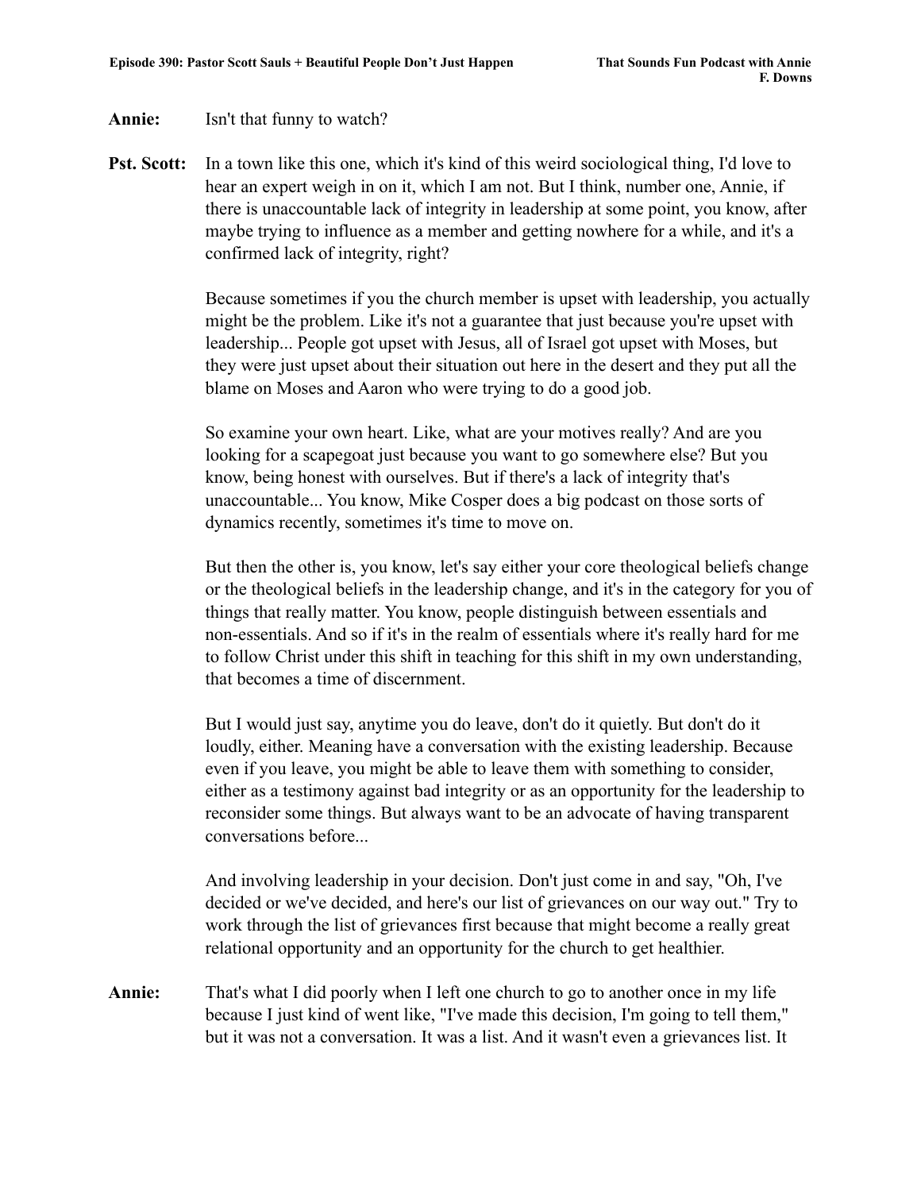**Annie:** Isn't that funny to watch?

**Pst. Scott:** In a town like this one, which it's kind of this weird sociological thing, I'd love to hear an expert weigh in on it, which I am not. But I think, number one, Annie, if there is unaccountable lack of integrity in leadership at some point, you know, after maybe trying to influence as a member and getting nowhere for a while, and it's a confirmed lack of integrity, right?

Because sometimes if you the church member is upset with leadership, you actually might be the problem. Like it's not a guarantee that just because you're upset with leadership... People got upset with Jesus, all of Israel got upset with Moses, but they were just upset about their situation out here in the desert and they put all the blame on Moses and Aaron who were trying to do a good job.

So examine your own heart. Like, what are your motives really? And are you looking for a scapegoat just because you want to go somewhere else? But you know, being honest with ourselves. But if there's a lack of integrity that's unaccountable... You know, Mike Cosper does a big podcast on those sorts of dynamics recently, sometimes it's time to move on.

But then the other is, you know, let's say either your core theological beliefs change or the theological beliefs in the leadership change, and it's in the category for you of things that really matter. You know, people distinguish between essentials and non-essentials. And so if it's in the realm of essentials where it's really hard for me to follow Christ under this shift in teaching for this shift in my own understanding, that becomes a time of discernment.

But I would just say, anytime you do leave, don't do it quietly. But don't do it loudly, either. Meaning have a conversation with the existing leadership. Because even if you leave, you might be able to leave them with something to consider, either as a testimony against bad integrity or as an opportunity for the leadership to reconsider some things. But always want to be an advocate of having transparent conversations before...

And involving leadership in your decision. Don't just come in and say, "Oh, I've decided or we've decided, and here's our list of grievances on our way out." Try to work through the list of grievances first because that might become a really great relational opportunity and an opportunity for the church to get healthier.

**Annie:** That's what I did poorly when I left one church to go to another once in my life because I just kind of went like, "I've made this decision, I'm going to tell them," but it was not a conversation. It was a list. And it wasn't even a grievances list. It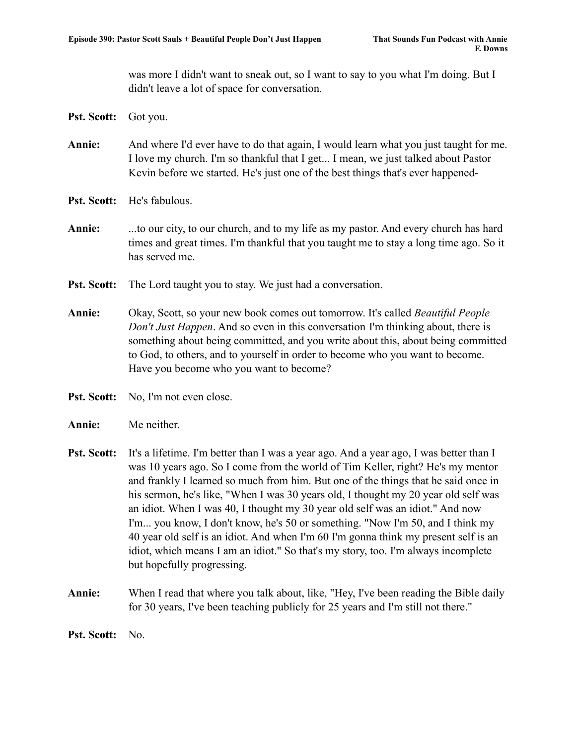was more I didn't want to sneak out, so I want to say to you what I'm doing. But I didn't leave a lot of space for conversation.

**Pst. Scott:** Got you.

**Annie:** And where I'd ever have to do that again, I would learn what you just taught for me. I love my church. I'm so thankful that I get... I mean, we just talked about Pastor Kevin before we started. He's just one of the best things that's ever happened-

**Pst. Scott:** He's fabulous.

**Annie:** ...to our city, to our church, and to my life as my pastor. And every church has hard times and great times. I'm thankful that you taught me to stay a long time ago. So it has served me.

**Pst. Scott:** The Lord taught you to stay. We just had a conversation.

**Annie:** Okay, Scott, so your new book comes out tomorrow. It's called *Beautiful People Don't Just Happen*. And so even in this conversation I'm thinking about, there is something about being committed, and you write about this, about being committed to God, to others, and to yourself in order to become who you want to become. Have you become who you want to become?

**Pst. Scott:** No, I'm not even close.

**Annie:** Me neither.

**Pst. Scott:** It's a lifetime. I'm better than I was a year ago. And a year ago, I was better than I was 10 years ago. So I come from the world of Tim Keller, right? He's my mentor and frankly I learned so much from him. But one of the things that he said once in his sermon, he's like, "When I was 30 years old, I thought my 20 year old self was an idiot. When I was 40, I thought my 30 year old self was an idiot." And now I'm... you know, I don't know, he's 50 or something. "Now I'm 50, and I think my 40 year old self is an idiot. And when I'm 60 I'm gonna think my present self is an idiot, which means I am an idiot." So that's my story, too. I'm always incomplete but hopefully progressing.

**Annie:** When I read that where you talk about, like, "Hey, I've been reading the Bible daily for 30 years, I've been teaching publicly for 25 years and I'm still not there."

**Pst. Scott:** No.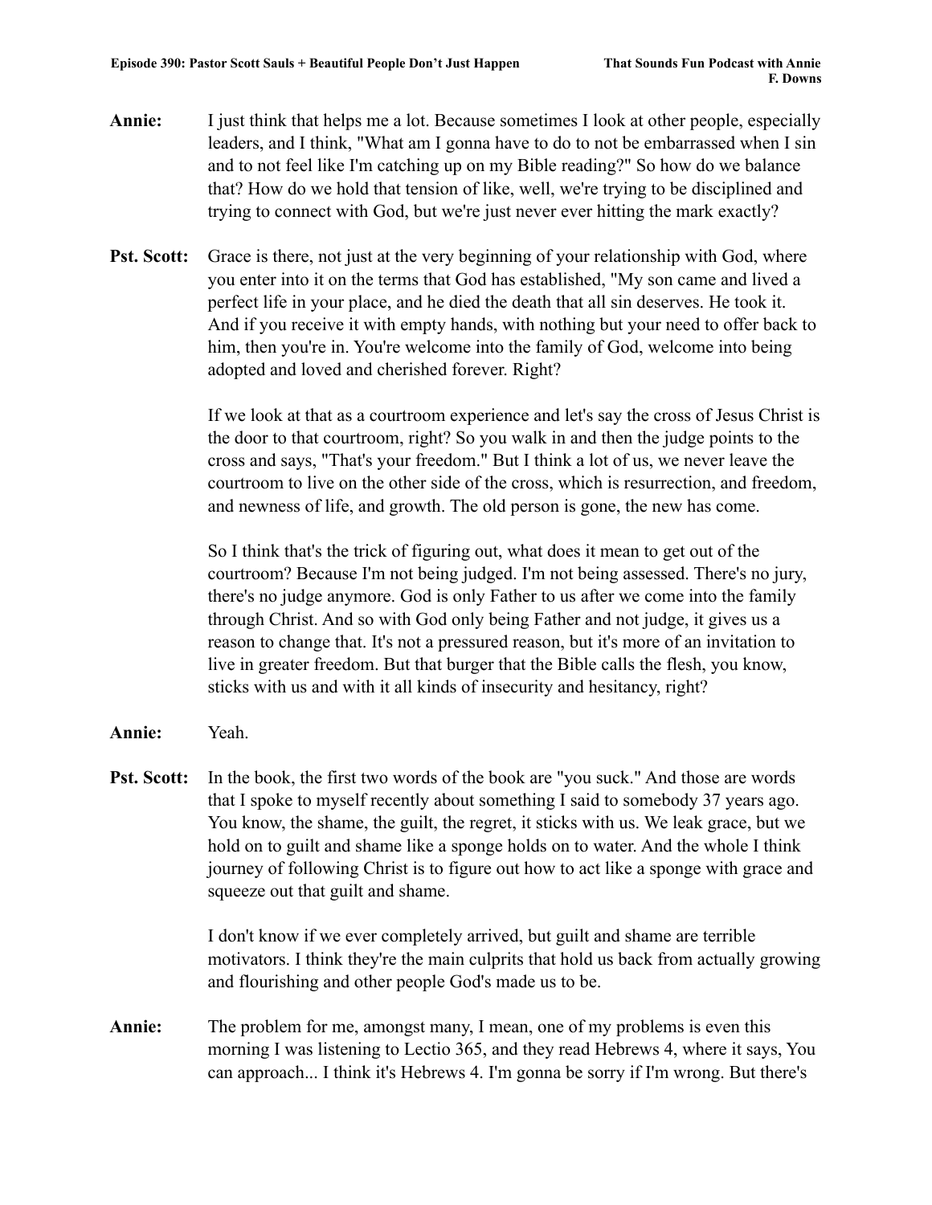**Annie:** I just think that helps me a lot. Because sometimes I look at other people, especially leaders, and I think, "What am I gonna have to do to not be embarrassed when I sin and to not feel like I'm catching up on my Bible reading?" So how do we balance that? How do we hold that tension of like, well, we're trying to be disciplined and trying to connect with God, but we're just never ever hitting the mark exactly?

**Pst. Scott:** Grace is there, not just at the very beginning of your relationship with God, where you enter into it on the terms that God has established, "My son came and lived a perfect life in your place, and he died the death that all sin deserves. He took it. And if you receive it with empty hands, with nothing but your need to offer back to him, then you're in. You're welcome into the family of God, welcome into being adopted and loved and cherished forever. Right?

If we look at that as a courtroom experience and let's say the cross of Jesus Christ is the door to that courtroom, right? So you walk in and then the judge points to the cross and says, "That's your freedom." But I think a lot of us, we never leave the courtroom to live on the other side of the cross, which is resurrection, and freedom, and newness of life, and growth. The old person is gone, the new has come.

So I think that's the trick of figuring out, what does it mean to get out of the courtroom? Because I'm not being judged. I'm not being assessed. There's no jury, there's no judge anymore. God is only Father to us after we come into the family through Christ. And so with God only being Father and not judge, it gives us a reason to change that. It's not a pressured reason, but it's more of an invitation to live in greater freedom. But that burger that the Bible calls the flesh, you know, sticks with us and with it all kinds of insecurity and hesitancy, right?

**Annie:** Yeah.

**Pst. Scott:** In the book, the first two words of the book are "you suck." And those are words that I spoke to myself recently about something I said to somebody 37 years ago. You know, the shame, the guilt, the regret, it sticks with us. We leak grace, but we hold on to guilt and shame like a sponge holds on to water. And the whole I think journey of following Christ is to figure out how to act like a sponge with grace and squeeze out that guilt and shame.

I don't know if we ever completely arrived, but guilt and shame are terrible motivators. I think they're the main culprits that hold us back from actually growing and flourishing and other people God's made us to be.

**Annie:** The problem for me, amongst many, I mean, one of my problems is even this morning I was listening to Lectio 365, and they read Hebrews 4, where it says, You can approach... I think it's Hebrews 4. I'm gonna be sorry if I'm wrong. But there's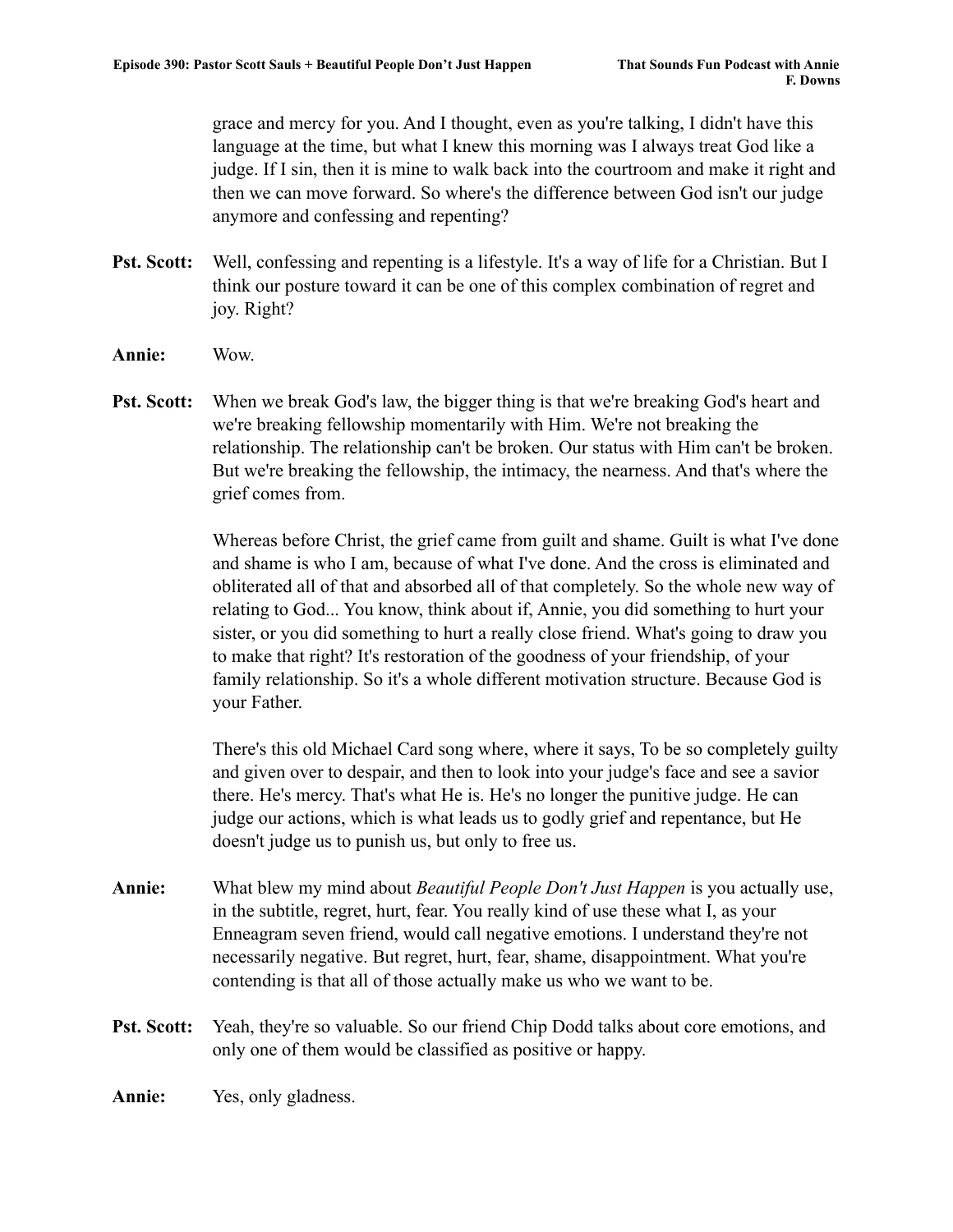grace and mercy for you. And I thought, even as you're talking, I didn't have this language at the time, but what I knew this morning was I always treat God like a judge. If I sin, then it is mine to walk back into the courtroom and make it right and then we can move forward. So where's the difference between God isn't our judge anymore and confessing and repenting?

**Pst. Scott:** Well, confessing and repenting is a lifestyle. It's a way of life for a Christian. But I think our posture toward it can be one of this complex combination of regret and joy. Right?

**Annie:** Wow.

**Pst. Scott:** When we break God's law, the bigger thing is that we're breaking God's heart and we're breaking fellowship momentarily with Him. We're not breaking the relationship. The relationship can't be broken. Our status with Him can't be broken. But we're breaking the fellowship, the intimacy, the nearness. And that's where the grief comes from.

Whereas before Christ, the grief came from guilt and shame. Guilt is what I've done and shame is who I am, because of what I've done. And the cross is eliminated and obliterated all of that and absorbed all of that completely. So the whole new way of relating to God... You know, think about if, Annie, you did something to hurt your sister, or you did something to hurt a really close friend. What's going to draw you to make that right? It's restoration of the goodness of your friendship, of your family relationship. So it's a whole different motivation structure. Because God is your Father.

There's this old Michael Card song where, where it says, To be so completely guilty and given over to despair, and then to look into your judge's face and see a savior there. He's mercy. That's what He is. He's no longer the punitive judge. He can judge our actions, which is what leads us to godly grief and repentance, but He doesn't judge us to punish us, but only to free us.

**Annie:** What blew my mind about *Beautiful People Don't Just Happen* is you actually use, in the subtitle, regret, hurt, fear. You really kind of use these what I, as your Enneagram seven friend, would call negative emotions. I understand they're not necessarily negative. But regret, hurt, fear, shame, disappointment. What you're contending is that all of those actually make us who we want to be.

**Pst. Scott:** Yeah, they're so valuable. So our friend Chip Dodd talks about core emotions, and only one of them would be classified as positive or happy.

**Annie:** Yes, only gladness.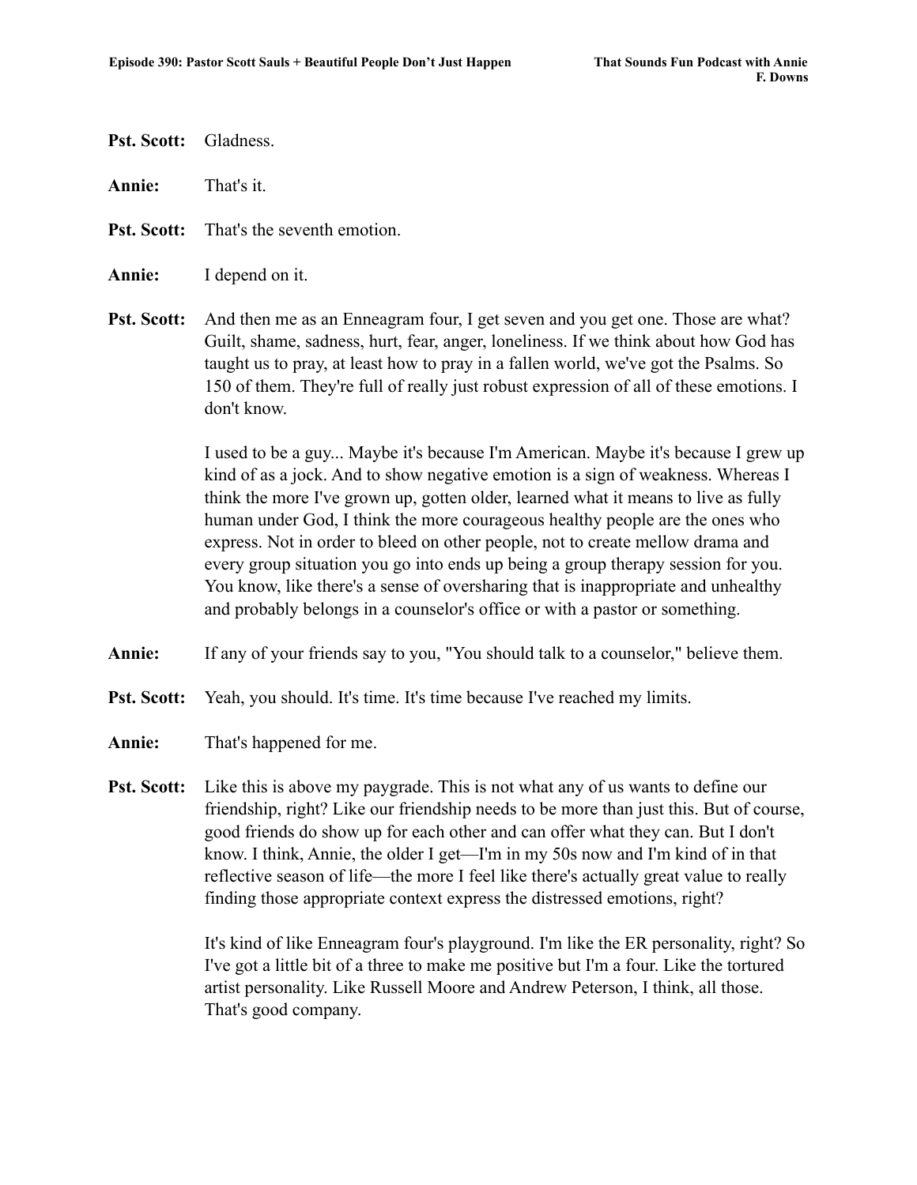**Pst. Scott:** Gladness.

**Annie:** That's it.

**Pst. Scott:** That's the seventh emotion.

**Annie:** I depend on it.

**Pst. Scott:** And then me as an Enneagram four, I get seven and you get one. Those are what? Guilt, shame, sadness, hurt, fear, anger, loneliness. If we think about how God has taught us to pray, at least how to pray in a fallen world, we've got the Psalms. So 150 of them. They're full of really just robust expression of all of these emotions. I don't know.

I used to be a guy... Maybe it's because I'm American. Maybe it's because I grew up kind of as a jock. And to show negative emotion is a sign of weakness. Whereas I think the more I've grown up, gotten older, learned what it means to live as fully human under God, I think the more courageous healthy people are the ones who express. Not in order to bleed on other people, not to create mellow drama and every group situation you go into ends up being a group therapy session for you. You know, like there's a sense of oversharing that is inappropriate and unhealthy and probably belongs in a counselor's office or with a pastor or something.

**Annie:** If any of your friends say to you, "You should talk to a counselor," believe them.

**Pst. Scott:** Yeah, you should. It's time. It's time because I've reached my limits.

**Annie:** That's happened for me.

**Pst. Scott:** Like this is above my paygrade. This is not what any of us wants to define our friendship, right? Like our friendship needs to be more than just this. But of course, good friends do show up for each other and can offer what they can. But I don't know. I think, Annie, the older I get—I'm in my 50s now and I'm kind of in that reflective season of life—the more I feel like there's actually great value to really finding those appropriate context express the distressed emotions, right?

It's kind of like Enneagram four's playground. I'm like the ER personality, right? So I've got a little bit of a three to make me positive but I'm a four. Like the tortured artist personality. Like Russell Moore and Andrew Peterson, I think, all those. That's good company.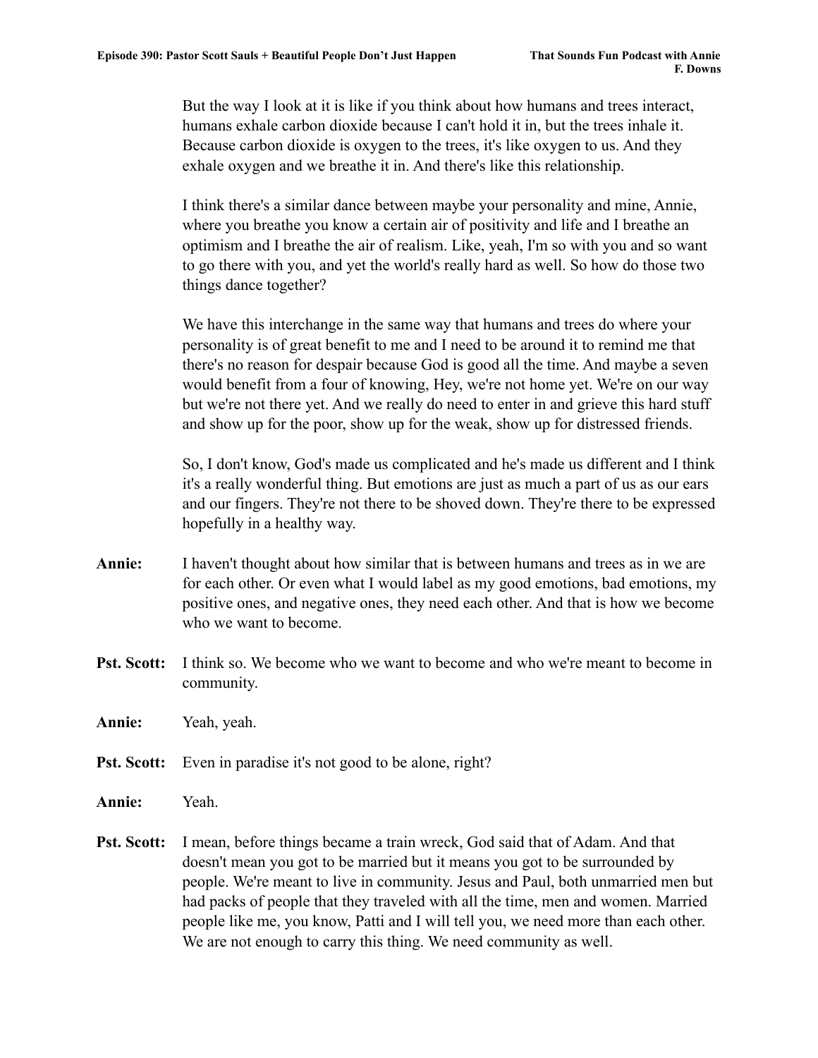But the way I look at it is like if you think about how humans and trees interact, humans exhale carbon dioxide because I can't hold it in, but the trees inhale it. Because carbon dioxide is oxygen to the trees, it's like oxygen to us. And they exhale oxygen and we breathe it in. And there's like this relationship.

I think there's a similar dance between maybe your personality and mine, Annie, where you breathe you know a certain air of positivity and life and I breathe an optimism and I breathe the air of realism. Like, yeah, I'm so with you and so want to go there with you, and yet the world's really hard as well. So how do those two things dance together?

We have this interchange in the same way that humans and trees do where your personality is of great benefit to me and I need to be around it to remind me that there's no reason for despair because God is good all the time. And maybe a seven would benefit from a four of knowing, Hey, we're not home yet. We're on our way but we're not there yet. And we really do need to enter in and grieve this hard stuff and show up for the poor, show up for the weak, show up for distressed friends.

So, I don't know, God's made us complicated and he's made us different and I think it's a really wonderful thing. But emotions are just as much a part of us as our ears and our fingers. They're not there to be shoved down. They're there to be expressed hopefully in a healthy way.

**Annie:** I haven't thought about how similar that is between humans and trees as in we are for each other. Or even what I would label as my good emotions, bad emotions, my positive ones, and negative ones, they need each other. And that is how we become who we want to become.

**Pst. Scott:** I think so. We become who we want to become and who we're meant to become in community.

**Annie:** Yeah, yeah.

**Pst. Scott:** Even in paradise it's not good to be alone, right?

**Annie:** Yeah.

**Pst. Scott:** I mean, before things became a train wreck, God said that of Adam. And that doesn't mean you got to be married but it means you got to be surrounded by people. We're meant to live in community. Jesus and Paul, both unmarried men but had packs of people that they traveled with all the time, men and women. Married people like me, you know, Patti and I will tell you, we need more than each other. We are not enough to carry this thing. We need community as well.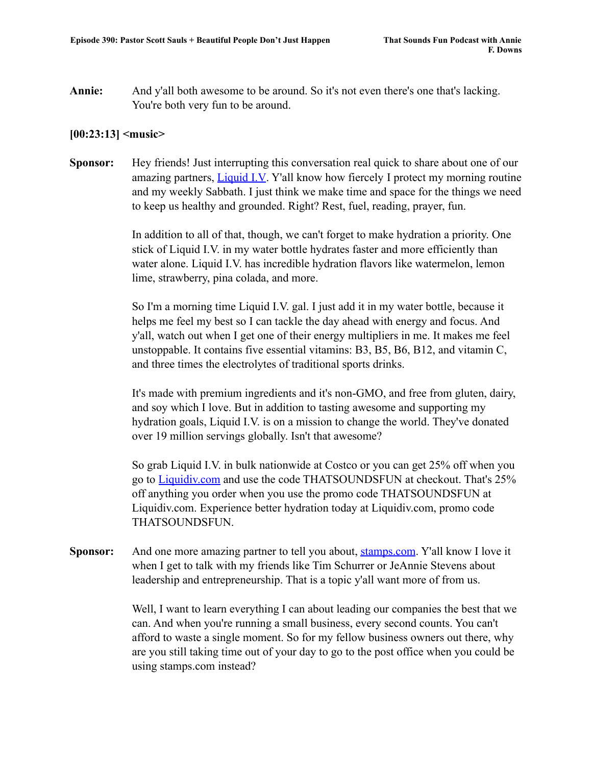**Annie:** And y'all both awesome to be around. So it's not even there's one that's lacking. You're both very fun to be around.

**[00:23:13] <music>**

**Sponsor:** Hey friends! Just interrupting this conversation real quick to share about one of our amazing partners, [Liquid I.V](#). Y'all know how fiercely I protect my morning routine and my weekly Sabbath. I just think we make time and space for the things we need to keep us healthy and grounded. Right? Rest, fuel, reading, prayer, fun.

In addition to all of that, though, we can't forget to make hydration a priority. One stick of Liquid I.V. in my water bottle hydrates faster and more efficiently than water alone. Liquid I.V. has incredible hydration flavors like watermelon, lemon lime, strawberry, pina colada, and more.

So I'm a morning time Liquid I.V. gal. I just add it in my water bottle, because it helps me feel my best so I can tackle the day ahead with energy and focus. And y'all, watch out when I get one of their energy multipliers in me. It makes me feel unstoppable. It contains five essential vitamins: B3, B5, B6, B12, and vitamin C, and three times the electrolytes of traditional sports drinks.

It's made with premium ingredients and it's non-GMO, and free from gluten, dairy, and soy which I love. But in addition to tasting awesome and supporting my hydration goals, Liquid I.V. is on a mission to change the world. They've donated over 19 million servings globally. Isn't that awesome?

So grab Liquid I.V. in bulk nationwide at Costco or you can get 25% off when you go to [Liquidiv.com](#) and use the code THATSOUNDSFUN at checkout. That's 25% off anything you order when you use the promo code THATSOUNDSFUN at Liquidiv.com. Experience better hydration today at Liquidiv.com, promo code THATSOUNDSFUN.

**Sponsor:** And one more amazing partner to tell you about, [stamps.com](#). Y'all know I love it when I get to talk with my friends like Tim Schurrer or JeAnnie Stevens about leadership and entrepreneurship. That is a topic y'all want more of from us.

Well, I want to learn everything I can about leading our companies the best that we can. And when you're running a small business, every second counts. You can't afford to waste a single moment. So for my fellow business owners out there, why are you still taking time out of your day to go to the post office when you could be using stamps.com instead?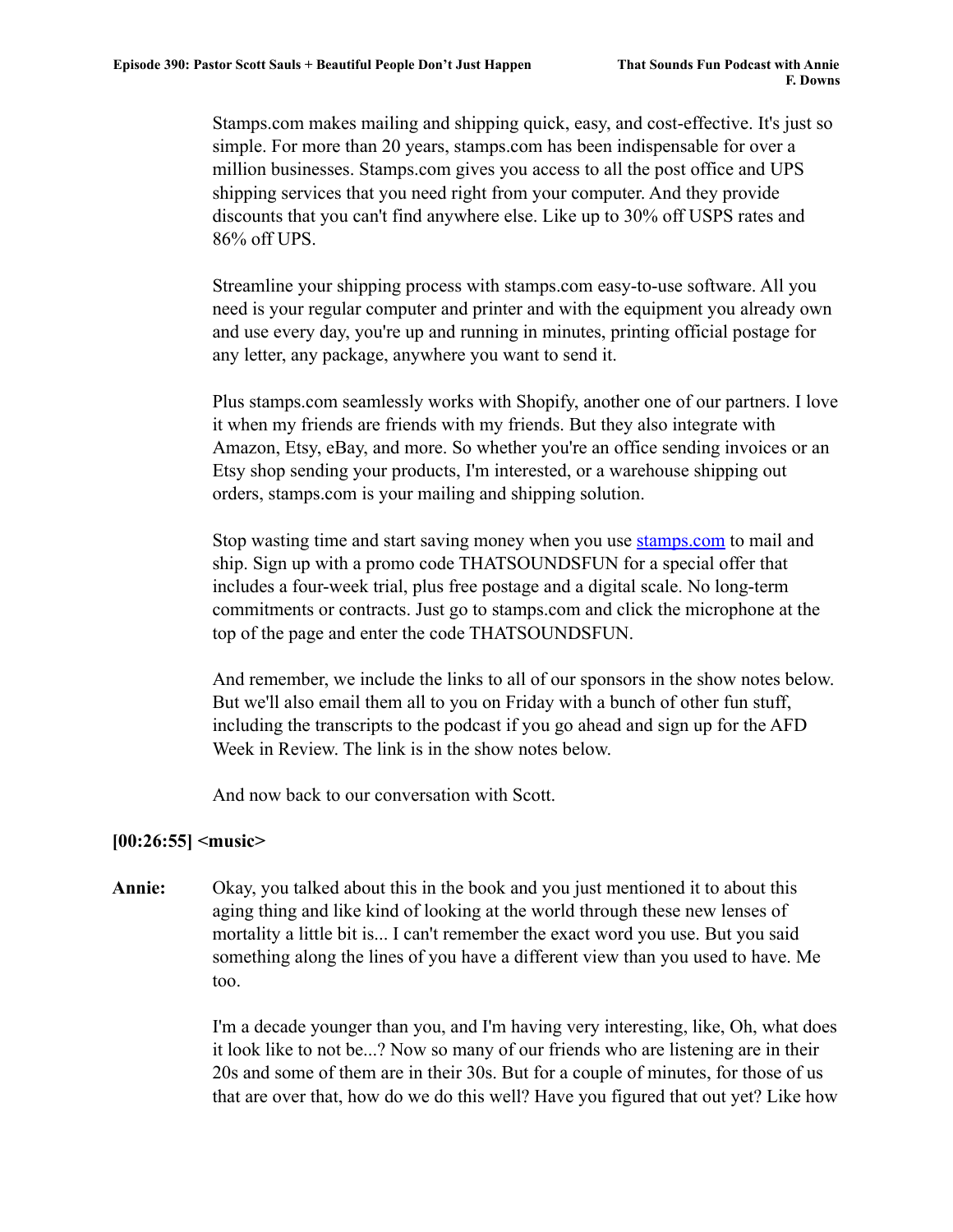Stamps.com makes mailing and shipping quick, easy, and cost-effective. It's just so simple. For more than 20 years, stamps.com has been indispensable for over a million businesses. Stamps.com gives you access to all the post office and UPS shipping services that you need right from your computer. And they provide discounts that you can't find anywhere else. Like up to 30% off USPS rates and 86% off UPS.

Streamline your shipping process with stamps.com easy-to-use software. All you need is your regular computer and printer and with the equipment you already own and use every day, you're up and running in minutes, printing official postage for any letter, any package, anywhere you want to send it.

Plus stamps.com seamlessly works with Shopify, another one of our partners. I love it when my friends are friends with my friends. But they also integrate with Amazon, Etsy, eBay, and more. So whether you're an office sending invoices or an Etsy shop sending your products, I'm interested, or a warehouse shipping out orders, stamps.com is your mailing and shipping solution.

Stop wasting time and start saving money when you use [stamps.com](stamps.com) to mail and ship. Sign up with a promo code THATSOUNDSFUN for a special offer that includes a four-week trial, plus free postage and a digital scale. No long-term commitments or contracts. Just go to stamps.com and click the microphone at the top of the page and enter the code THATSOUNDSFUN.

And remember, we include the links to all of our sponsors in the show notes below. But we'll also email them all to you on Friday with a bunch of other fun stuff, including the transcripts to the podcast if you go ahead and sign up for the AFD Week in Review. The link is in the show notes below.

And now back to our conversation with Scott.

**[00:26:55] <music>**

**Annie:** Okay, you talked about this in the book and you just mentioned it to about this aging thing and like kind of looking at the world through these new lenses of mortality a little bit is... I can't remember the exact word you use. But you said something along the lines of you have a different view than you used to have. Me too.

I'm a decade younger than you, and I'm having very interesting, like, Oh, what does it look like to not be...? Now so many of our friends who are listening are in their 20s and some of them are in their 30s. But for a couple of minutes, for those of us that are over that, how do we do this well? Have you figured that out yet? Like how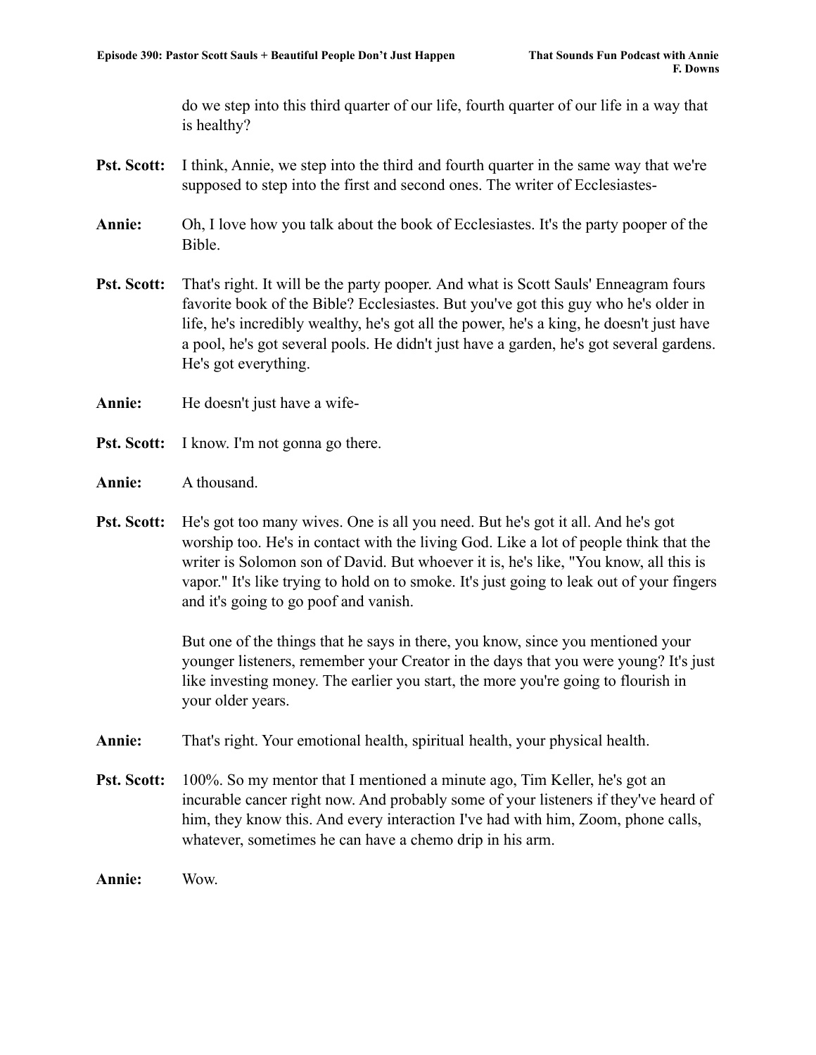do we step into this third quarter of our life, fourth quarter of our life in a way that is healthy?

**Pst. Scott:** I think, Annie, we step into the third and fourth quarter in the same way that we're supposed to step into the first and second ones. The writer of Ecclesiastes-

**Annie:** Oh, I love how you talk about the book of Ecclesiastes. It's the party pooper of the Bible.

**Pst. Scott:** That's right. It will be the party pooper. And what is Scott Sauls' Enneagram fours favorite book of the Bible? Ecclesiastes. But you've got this guy who he's older in life, he's incredibly wealthy, he's got all the power, he's a king, he doesn't just have a pool, he's got several pools. He didn't just have a garden, he's got several gardens. He's got everything.

**Annie:** He doesn't just have a wife-

**Pst. Scott:** I know. I'm not gonna go there.

**Annie:** A thousand.

**Pst. Scott:** He's got too many wives. One is all you need. But he's got it all. And he's got worship too. He's in contact with the living God. Like a lot of people think that the writer is Solomon son of David. But whoever it is, he's like, "You know, all this is vapor." It's like trying to hold on to smoke. It's just going to leak out of your fingers and it's going to go poof and vanish.

But one of the things that he says in there, you know, since you mentioned your younger listeners, remember your Creator in the days that you were young? It's just like investing money. The earlier you start, the more you're going to flourish in your older years.

**Annie:** That's right. Your emotional health, spiritual health, your physical health.

**Pst. Scott:** 100%. So my mentor that I mentioned a minute ago, Tim Keller, he's got an incurable cancer right now. And probably some of your listeners if they've heard of him, they know this. And every interaction I've had with him, Zoom, phone calls, whatever, sometimes he can have a chemo drip in his arm.

**Annie:** Wow.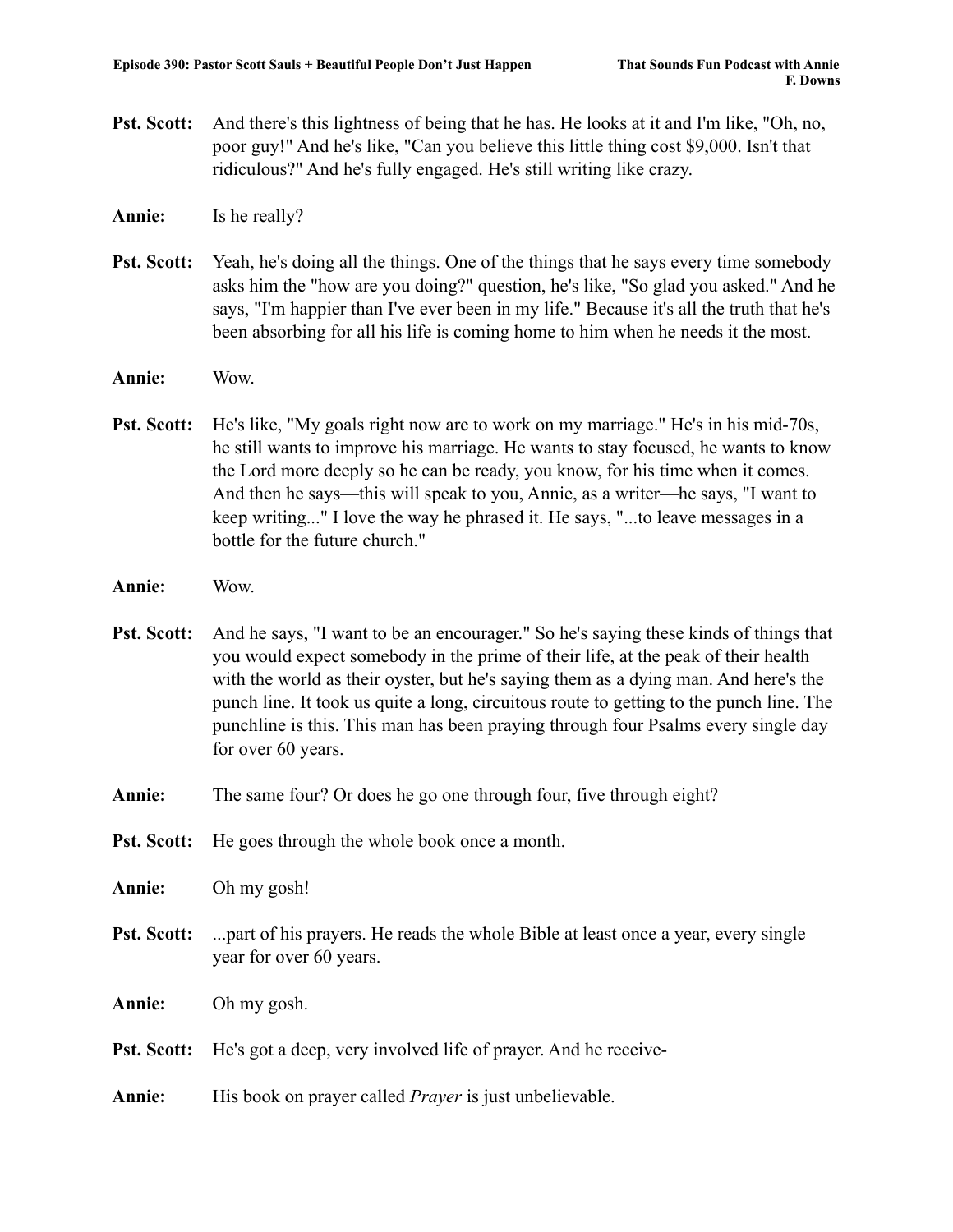**Pst. Scott:** And there's this lightness of being that he has. He looks at it and I'm like, "Oh, no, poor guy!" And he's like, "Can you believe this little thing cost $9,000. Isn't that ridiculous?" And he's fully engaged. He's still writing like crazy.

**Annie:** Is he really?

**Pst. Scott:** Yeah, he's doing all the things. One of the things that he says every time somebody asks him the "how are you doing?" question, he's like, "So glad you asked." And he says, "I'm happier than I've ever been in my life." Because it's all the truth that he's been absorbing for all his life is coming home to him when he needs it the most.

**Annie:** Wow.

**Pst. Scott:** He's like, "My goals right now are to work on my marriage." He's in his mid-70s, he still wants to improve his marriage. He wants to stay focused, he wants to know the Lord more deeply so he can be ready, you know, for his time when it comes. And then he says—this will speak to you, Annie, as a writer—he says, "I want to keep writing..." I love the way he phrased it. He says, "...to leave messages in a bottle for the future church."

**Annie:** Wow.

**Pst. Scott:** And he says, "I want to be an encourager." So he's saying these kinds of things that you would expect somebody in the prime of their life, at the peak of their health with the world as their oyster, but he's saying them as a dying man. And here's the punch line. It took us quite a long, circuitous route to getting to the punch line. The punchline is this. This man has been praying through four Psalms every single day for over 60 years.

**Annie:** The same four? Or does he go one through four, five through eight?

**Pst. Scott:** He goes through the whole book once a month.

**Annie:** Oh my gosh!

**Pst. Scott:** ...part of his prayers. He reads the whole Bible at least once a year, every single year for over 60 years.

**Annie:** Oh my gosh.

**Pst. Scott:** He's got a deep, very involved life of prayer. And he receive-

**Annie:** His book on prayer called *Prayer* is just unbelievable.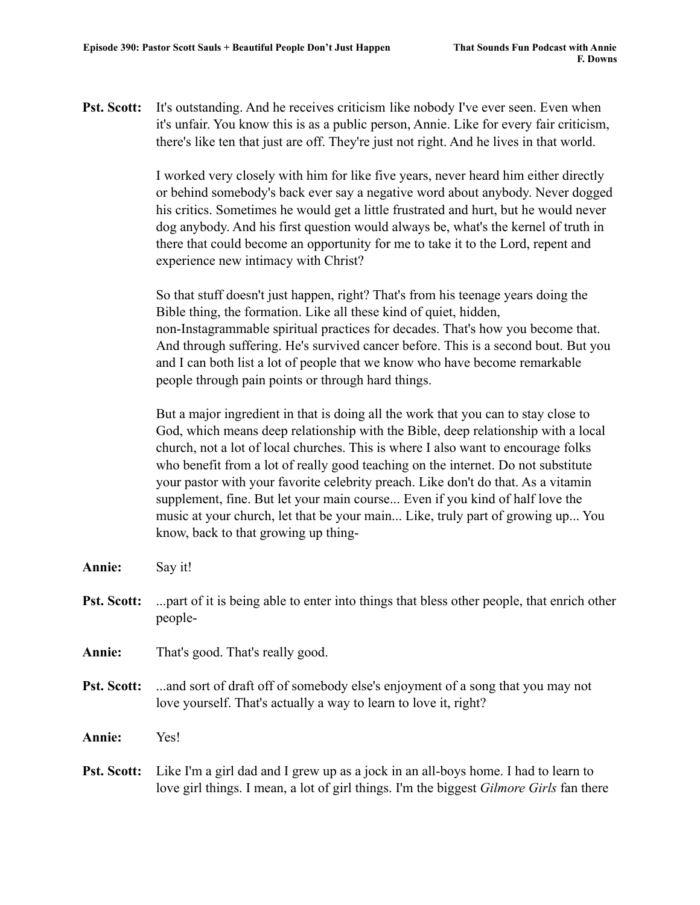**Pst. Scott:** It's outstanding. And he receives criticism like nobody I've ever seen. Even when it's unfair. You know this is as a public person, Annie. Like for every fair criticism, there's like ten that just are off. They're just not right. And he lives in that world.

I worked very closely with him for like five years, never heard him either directly or behind somebody's back ever say a negative word about anybody. Never dogged his critics. Sometimes he would get a little frustrated and hurt, but he would never dog anybody. And his first question would always be, what's the kernel of truth in there that could become an opportunity for me to take it to the Lord, repent and experience new intimacy with Christ?

So that stuff doesn't just happen, right? That's from his teenage years doing the Bible thing, the formation. Like all these kind of quiet, hidden, non-Instagrammable spiritual practices for decades. That's how you become that. And through suffering. He's survived cancer before. This is a second bout. But you and I can both list a lot of people that we know who have become remarkable people through pain points or through hard things.

But a major ingredient in that is doing all the work that you can to stay close to God, which means deep relationship with the Bible, deep relationship with a local church, not a lot of local churches. This is where I also want to encourage folks who benefit from a lot of really good teaching on the internet. Do not substitute your pastor with your favorite celebrity preach. Like don't do that. As a vitamin supplement, fine. But let your main course... Even if you kind of half love the music at your church, let that be your main... Like, truly part of growing up... You know, back to that growing up thing-

**Annie:** Say it!

**Pst. Scott:** ...part of it is being able to enter into things that bless other people, that enrich other people-

**Annie:** That's good. That's really good.

**Pst. Scott:** ...and sort of draft off of somebody else's enjoyment of a song that you may not love yourself. That's actually a way to learn to love it, right?

**Annie:** Yes!

**Pst. Scott:** Like I'm a girl dad and I grew up as a jock in an all-boys home. I had to learn to love girl things. I mean, a lot of girl things. I'm the biggest *Gilmore Girls* fan there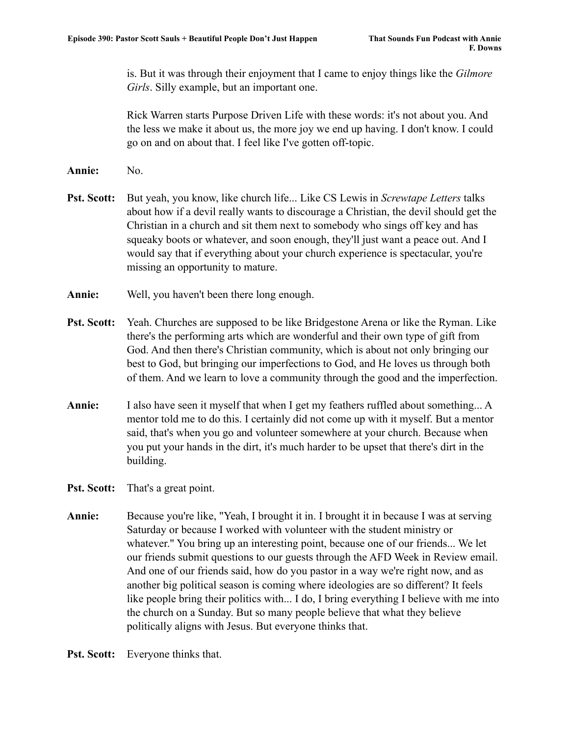is. But it was through their enjoyment that I came to enjoy things like the *Gilmore Girls*. Silly example, but an important one.

Rick Warren starts Purpose Driven Life with these words: it's not about you. And the less we make it about us, the more joy we end up having. I don't know. I could go on and on about that. I feel like I've gotten off-topic.

**Annie:** No.

**Pst. Scott:** But yeah, you know, like church life... Like CS Lewis in *Screwtape Letters* talks about how if a devil really wants to discourage a Christian, the devil should get the Christian in a church and sit them next to somebody who sings off key and has squeaky boots or whatever, and soon enough, they'll just want a peace out. And I would say that if everything about your church experience is spectacular, you're missing an opportunity to mature.

**Annie:** Well, you haven't been there long enough.

**Pst. Scott:** Yeah. Churches are supposed to be like Bridgestone Arena or like the Ryman. Like there's the performing arts which are wonderful and their own type of gift from God. And then there's Christian community, which is about not only bringing our best to God, but bringing our imperfections to God, and He loves us through both of them. And we learn to love a community through the good and the imperfection.

**Annie:** I also have seen it myself that when I get my feathers ruffled about something... A mentor told me to do this. I certainly did not come up with it myself. But a mentor said, that's when you go and volunteer somewhere at your church. Because when you put your hands in the dirt, it's much harder to be upset that there's dirt in the building.

**Pst. Scott:** That's a great point.

**Annie:** Because you're like, "Yeah, I brought it in. I brought it in because I was at serving Saturday or because I worked with volunteer with the student ministry or whatever." You bring up an interesting point, because one of our friends... We let our friends submit questions to our guests through the AFD Week in Review email. And one of our friends said, how do you pastor in a way we're right now, and as another big political season is coming where ideologies are so different? It feels like people bring their politics with... I do, I bring everything I believe with me into the church on a Sunday. But so many people believe that what they believe politically aligns with Jesus. But everyone thinks that.

**Pst. Scott:** Everyone thinks that.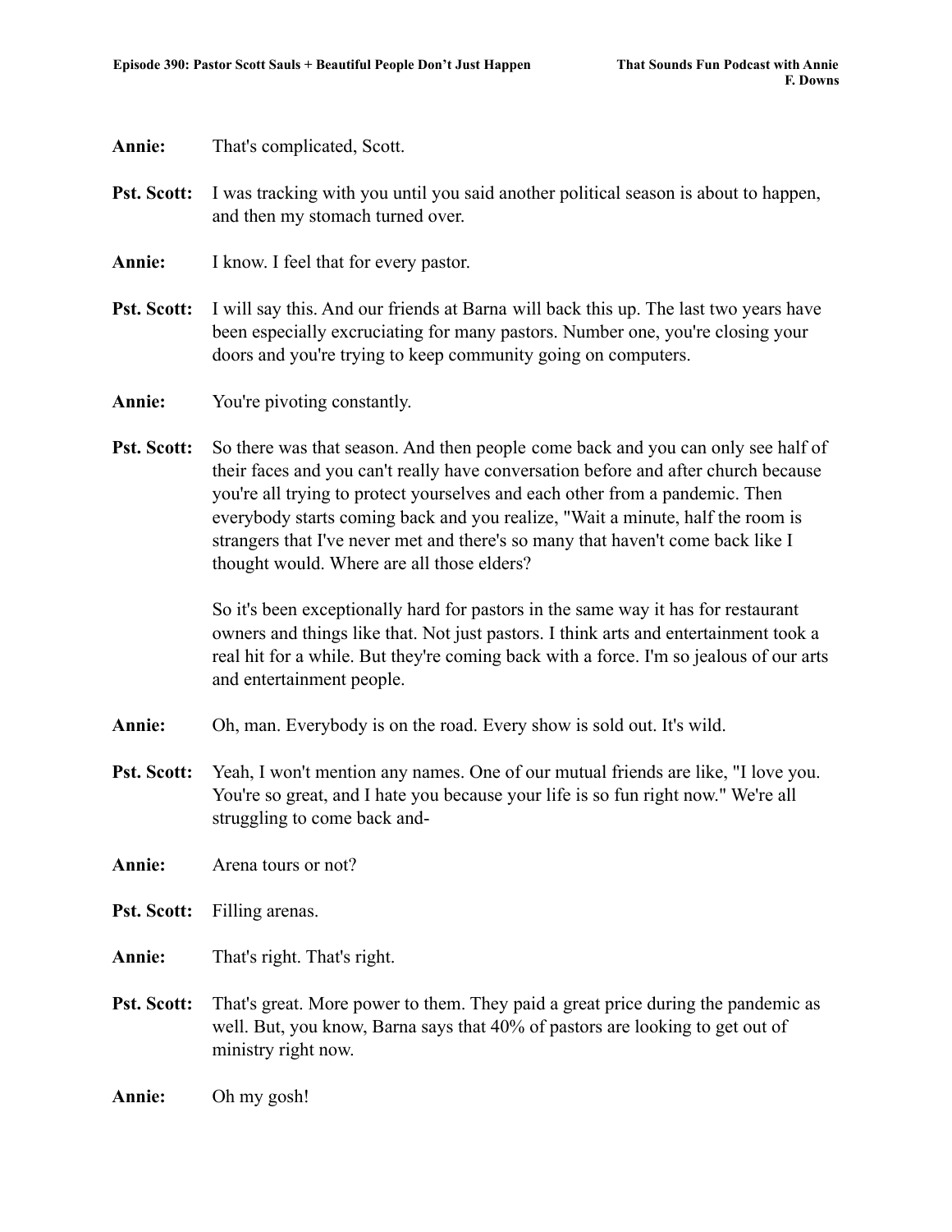**Annie:** That's complicated, Scott.

**Pst. Scott:** I was tracking with you until you said another political season is about to happen, and then my stomach turned over.

**Annie:** I know. I feel that for every pastor.

**Pst. Scott:** I will say this. And our friends at Barna will back this up. The last two years have been especially excruciating for many pastors. Number one, you're closing your doors and you're trying to keep community going on computers.

**Annie:** You're pivoting constantly.

**Pst. Scott:** So there was that season. And then people come back and you can only see half of their faces and you can't really have conversation before and after church because you're all trying to protect yourselves and each other from a pandemic. Then everybody starts coming back and you realize, "Wait a minute, half the room is strangers that I've never met and there's so many that haven't come back like I thought would. Where are all those elders?

So it's been exceptionally hard for pastors in the same way it has for restaurant owners and things like that. Not just pastors. I think arts and entertainment took a real hit for a while. But they're coming back with a force. I'm so jealous of our arts and entertainment people.

**Annie:** Oh, man. Everybody is on the road. Every show is sold out. It's wild.

**Pst. Scott:** Yeah, I won't mention any names. One of our mutual friends are like, "I love you. You're so great, and I hate you because your life is so fun right now." We're all struggling to come back and-

**Annie:** Arena tours or not?

**Pst. Scott:** Filling arenas.

**Annie:** That's right. That's right.

**Pst. Scott:** That's great. More power to them. They paid a great price during the pandemic as well. But, you know, Barna says that 40% of pastors are looking to get out of ministry right now.

**Annie:** Oh my gosh!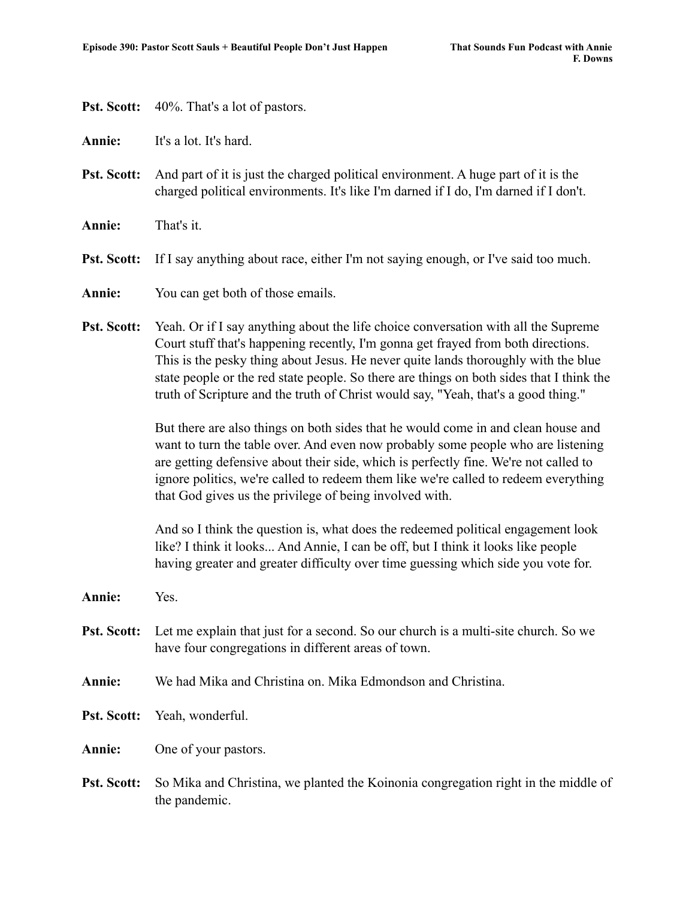**Pst. Scott:** 40%. That's a lot of pastors.

**Annie:** It's a lot. It's hard.

**Pst. Scott:** And part of it is just the charged political environment. A huge part of it is the charged political environments. It's like I'm darned if I do, I'm darned if I don't.

**Annie:** That's it.

**Pst. Scott:** If I say anything about race, either I'm not saying enough, or I've said too much.

**Annie:** You can get both of those emails.

**Pst. Scott:** Yeah. Or if I say anything about the life choice conversation with all the Supreme Court stuff that's happening recently, I'm gonna get frayed from both directions. This is the pesky thing about Jesus. He never quite lands thoroughly with the blue state people or the red state people. So there are things on both sides that I think the truth of Scripture and the truth of Christ would say, "Yeah, that's a good thing."

But there are also things on both sides that he would come in and clean house and want to turn the table over. And even now probably some people who are listening are getting defensive about their side, which is perfectly fine. We're not called to ignore politics, we're called to redeem them like we're called to redeem everything that God gives us the privilege of being involved with.

And so I think the question is, what does the redeemed political engagement look like? I think it looks... And Annie, I can be off, but I think it looks like people having greater and greater difficulty over time guessing which side you vote for.

**Annie:** Yes.

**Pst. Scott:** Let me explain that just for a second. So our church is a multi-site church. So we have four congregations in different areas of town.

**Annie:** We had Mika and Christina on. Mika Edmondson and Christina.

**Pst. Scott:** Yeah, wonderful.

**Annie:** One of your pastors.

**Pst. Scott:** So Mika and Christina, we planted the Koinonia congregation right in the middle of the pandemic.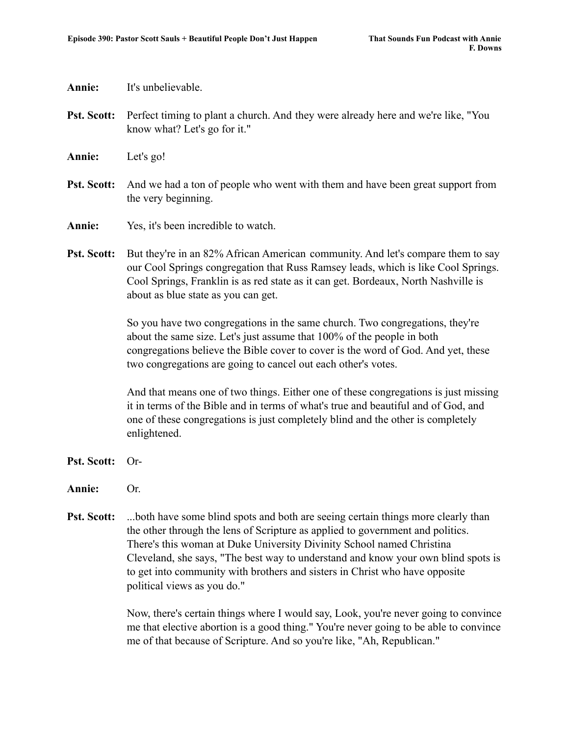**Annie:** It's unbelievable.

**Pst. Scott:** Perfect timing to plant a church. And they were already here and we're like, "You know what? Let's go for it."

**Annie:** Let's go!

**Pst. Scott:** And we had a ton of people who went with them and have been great support from the very beginning.

**Annie:** Yes, it's been incredible to watch.

**Pst. Scott:** But they're in an 82% African American community. And let's compare them to say our Cool Springs congregation that Russ Ramsey leads, which is like Cool Springs. Cool Springs, Franklin is as red state as it can get. Bordeaux, North Nashville is about as blue state as you can get.

So you have two congregations in the same church. Two congregations, they're about the same size. Let's just assume that 100% of the people in both congregations believe the Bible cover to cover is the word of God. And yet, these two congregations are going to cancel out each other's votes.

And that means one of two things. Either one of these congregations is just missing it in terms of the Bible and in terms of what's true and beautiful and of God, and one of these congregations is just completely blind and the other is completely enlightened.

**Pst. Scott:** Or-

**Annie:** Or.

**Pst. Scott:** ...both have some blind spots and both are seeing certain things more clearly than the other through the lens of Scripture as applied to government and politics. There's this woman at Duke University Divinity School named Christina Cleveland, she says, "The best way to understand and know your own blind spots is to get into community with brothers and sisters in Christ who have opposite political views as you do."

Now, there's certain things where I would say, Look, you're never going to convince me that elective abortion is a good thing." You're never going to be able to convince me of that because of Scripture. And so you're like, "Ah, Republican."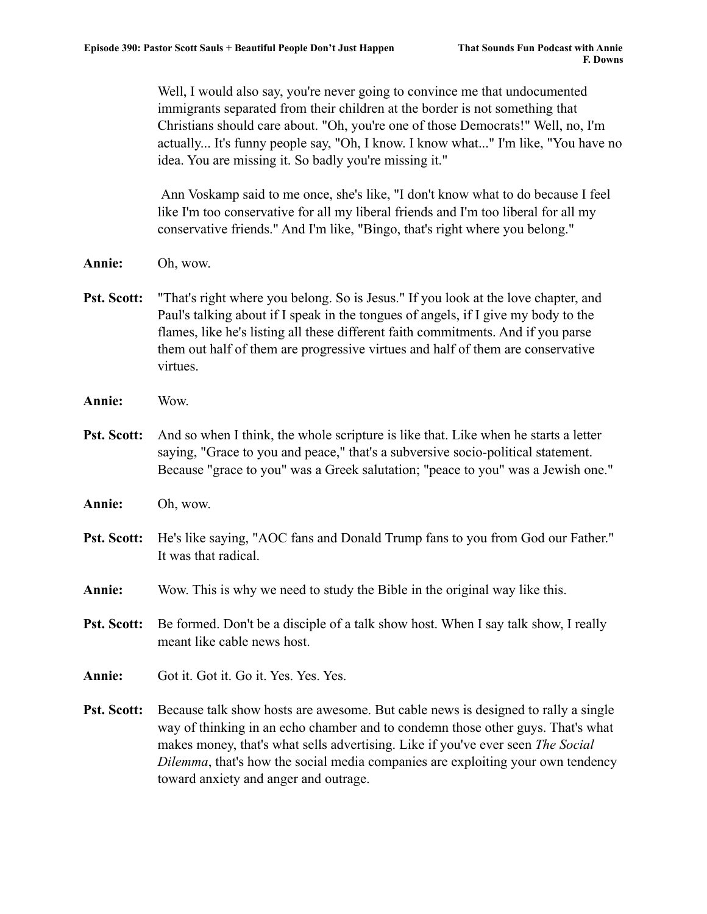Well, I would also say, you're never going to convince me that undocumented immigrants separated from their children at the border is not something that Christians should care about. "Oh, you're one of those Democrats!" Well, no, I'm actually... It's funny people say, "Oh, I know. I know what..." I'm like, "You have no idea. You are missing it. So badly you're missing it."

Ann Voskamp said to me once, she's like, "I don't know what to do because I feel like I'm too conservative for all my liberal friends and I'm too liberal for all my conservative friends." And I'm like, "Bingo, that's right where you belong."

**Annie:** Oh, wow.

**Pst. Scott:** "That's right where you belong. So is Jesus." If you look at the love chapter, and Paul's talking about if I speak in the tongues of angels, if I give my body to the flames, like he's listing all these different faith commitments. And if you parse them out half of them are progressive virtues and half of them are conservative virtues.

**Annie:** Wow.

**Pst. Scott:** And so when I think, the whole scripture is like that. Like when he starts a letter saying, "Grace to you and peace," that's a subversive socio-political statement. Because "grace to you" was a Greek salutation; "peace to you" was a Jewish one."

**Annie:** Oh, wow.

**Pst. Scott:** He's like saying, "AOC fans and Donald Trump fans to you from God our Father." It was that radical.

**Annie:** Wow. This is why we need to study the Bible in the original way like this.

**Pst. Scott:** Be formed. Don't be a disciple of a talk show host. When I say talk show, I really meant like cable news host.

**Annie:** Got it. Got it. Go it. Yes. Yes. Yes.

**Pst. Scott:** Because talk show hosts are awesome. But cable news is designed to rally a single way of thinking in an echo chamber and to condemn those other guys. That's what makes money, that's what sells advertising. Like if you've ever seen *The Social Dilemma*, that's how the social media companies are exploiting your own tendency toward anxiety and anger and outrage.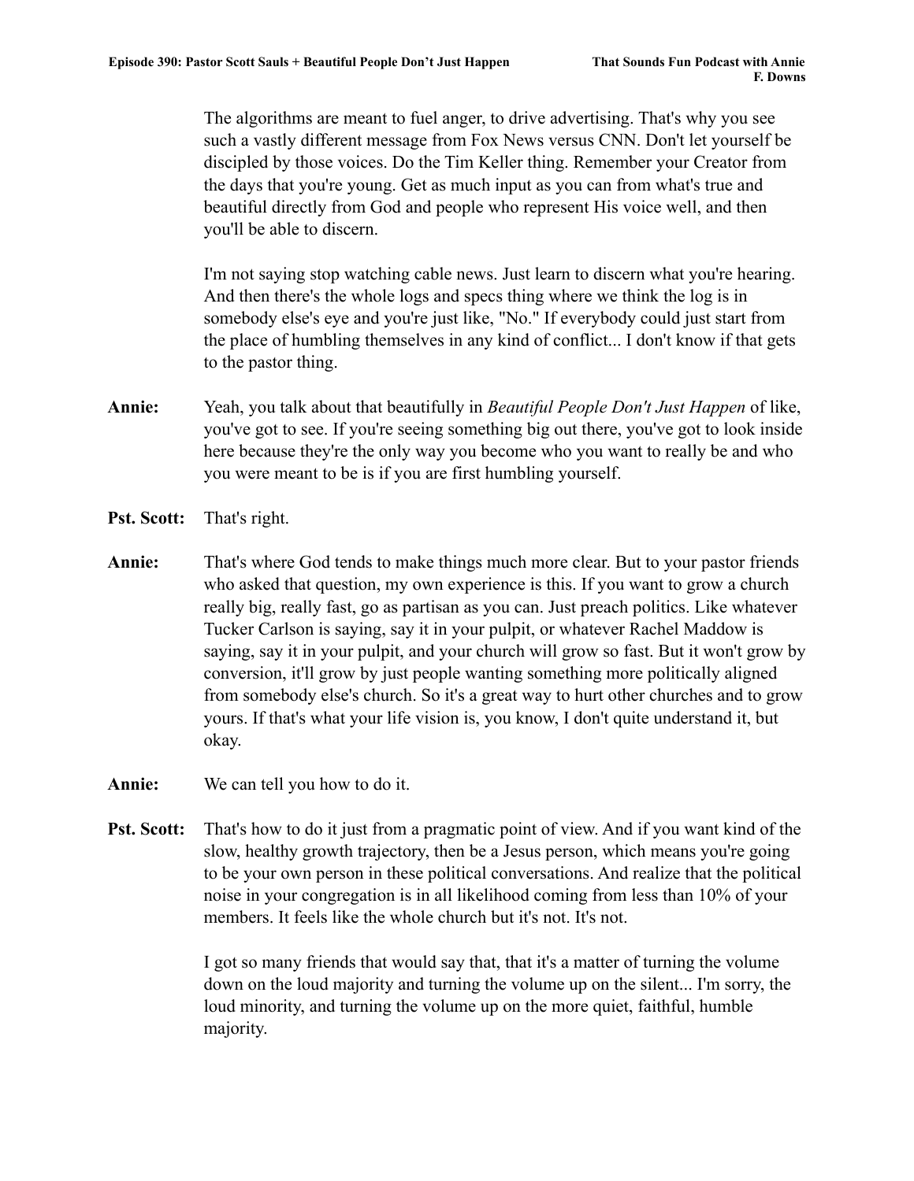The algorithms are meant to fuel anger, to drive advertising. That's why you see such a vastly different message from Fox News versus CNN. Don't let yourself be discipled by those voices. Do the Tim Keller thing. Remember your Creator from the days that you're young. Get as much input as you can from what's true and beautiful directly from God and people who represent His voice well, and then you'll be able to discern.

I'm not saying stop watching cable news. Just learn to discern what you're hearing. And then there's the whole logs and specs thing where we think the log is in somebody else's eye and you're just like, "No." If everybody could just start from the place of humbling themselves in any kind of conflict... I don't know if that gets to the pastor thing.

**Annie:** Yeah, you talk about that beautifully in *Beautiful People Don't Just Happen* of like, you've got to see. If you're seeing something big out there, you've got to look inside here because they're the only way you become who you want to really be and who you were meant to be is if you are first humbling yourself.

**Pst. Scott:** That's right.

**Annie:** That's where God tends to make things much more clear. But to your pastor friends who asked that question, my own experience is this. If you want to grow a church really big, really fast, go as partisan as you can. Just preach politics. Like whatever Tucker Carlson is saying, say it in your pulpit, or whatever Rachel Maddow is saying, say it in your pulpit, and your church will grow so fast. But it won't grow by conversion, it'll grow by just people wanting something more politically aligned from somebody else's church. So it's a great way to hurt other churches and to grow yours. If that's what your life vision is, you know, I don't quite understand it, but okay.

**Annie:** We can tell you how to do it.

**Pst. Scott:** That's how to do it just from a pragmatic point of view. And if you want kind of the slow, healthy growth trajectory, then be a Jesus person, which means you're going to be your own person in these political conversations. And realize that the political noise in your congregation is in all likelihood coming from less than 10% of your members. It feels like the whole church but it's not. It's not.

I got so many friends that would say that, that it's a matter of turning the volume down on the loud majority and turning the volume up on the silent... I'm sorry, the loud minority, and turning the volume up on the more quiet, faithful, humble majority.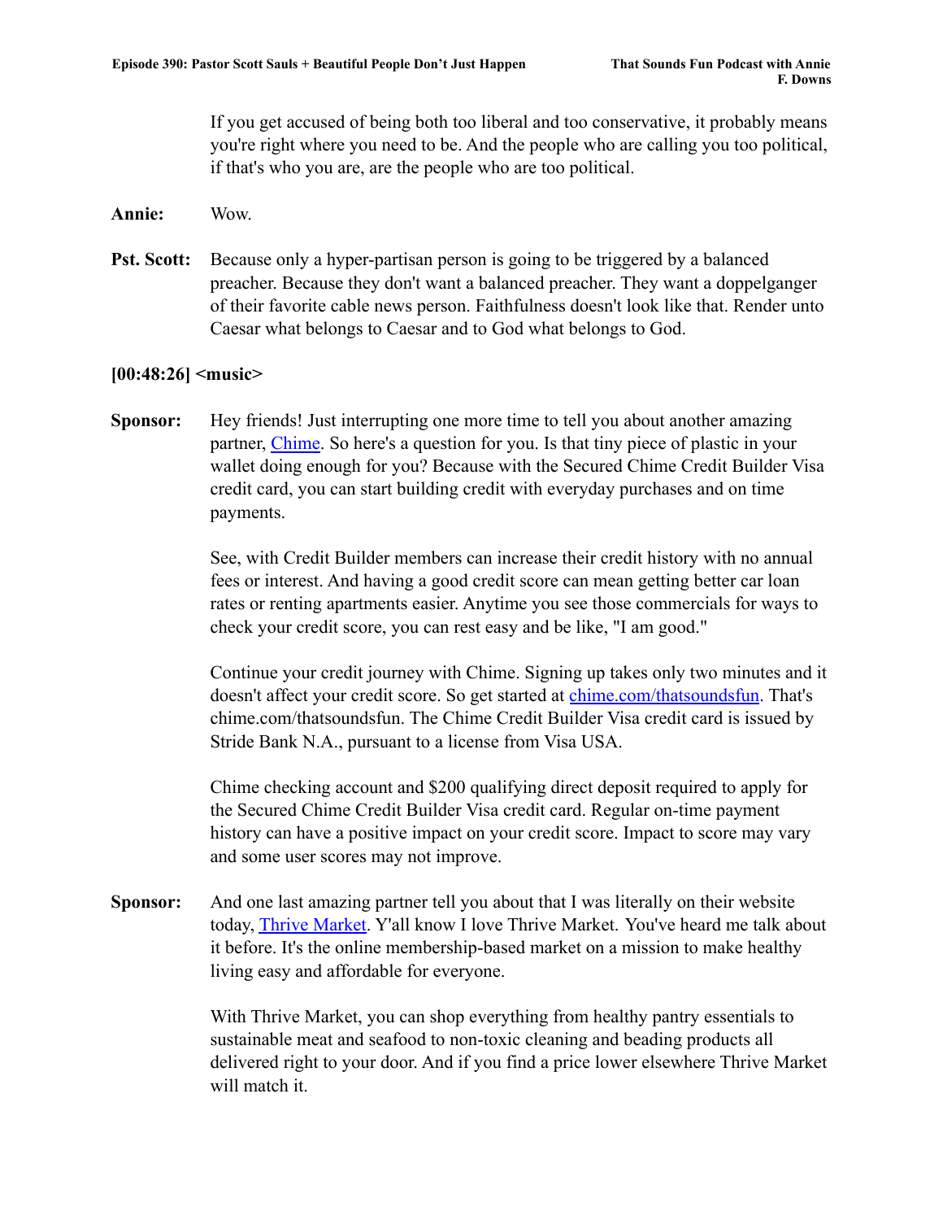If you get accused of being both too liberal and too conservative, it probably means you're right where you need to be. And the people who are calling you too political, if that's who you are, are the people who are too political.

**Annie:** Wow.

**Pst. Scott:** Because only a hyper-partisan person is going to be triggered by a balanced preacher. Because they don't want a balanced preacher. They want a doppelganger of their favorite cable news person. Faithfulness doesn't look like that. Render unto Caesar what belongs to Caesar and to God what belongs to God.

**[00:48:26] <music>**

**Sponsor:** Hey friends! Just interrupting one more time to tell you about another amazing partner, [Chime](). So here's a question for you. Is that tiny piece of plastic in your wallet doing enough for you? Because with the Secured Chime Credit Builder Visa credit card, you can start building credit with everyday purchases and on time payments.

See, with Credit Builder members can increase their credit history with no annual fees or interest. And having a good credit score can mean getting better car loan rates or renting apartments easier. Anytime you see those commercials for ways to check your credit score, you can rest easy and be like, "I am good."

Continue your credit journey with Chime. Signing up takes only two minutes and it doesn't affect your credit score. So get started at [chime.com/thatsoundsfun](). That's chime.com/thatsoundsfun. The Chime Credit Builder Visa credit card is issued by Stride Bank N.A., pursuant to a license from Visa USA.

Chime checking account and $200 qualifying direct deposit required to apply for the Secured Chime Credit Builder Visa credit card. Regular on-time payment history can have a positive impact on your credit score. Impact to score may vary and some user scores may not improve.

**Sponsor:** And one last amazing partner tell you about that I was literally on their website today, [Thrive Market](). Y'all know I love Thrive Market. You've heard me talk about it before. It's the online membership-based market on a mission to make healthy living easy and affordable for everyone.

With Thrive Market, you can shop everything from healthy pantry essentials to sustainable meat and seafood to non-toxic cleaning and beading products all delivered right to your door. And if you find a price lower elsewhere Thrive Market will match it.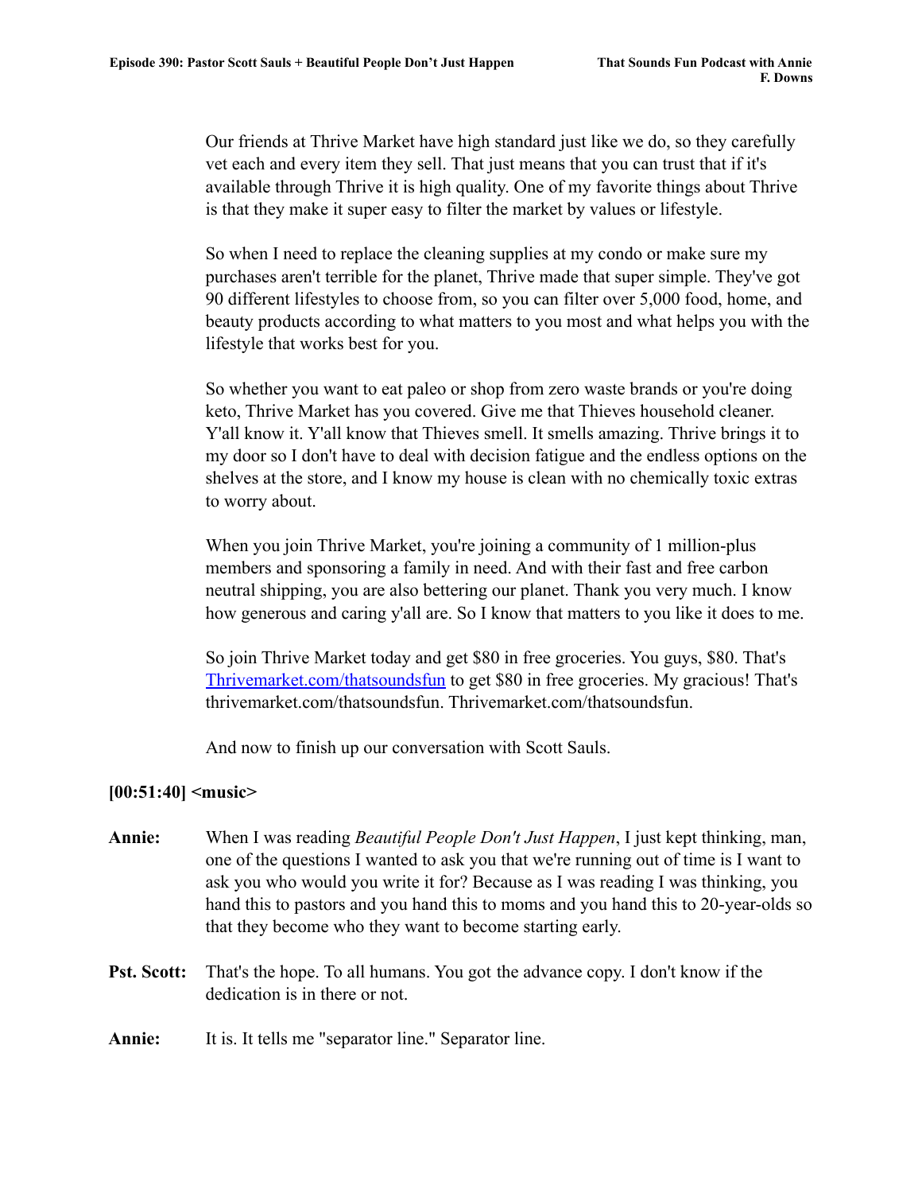Our friends at Thrive Market have high standard just like we do, so they carefully vet each and every item they sell. That just means that you can trust that if it's available through Thrive it is high quality. One of my favorite things about Thrive is that they make it super easy to filter the market by values or lifestyle.

So when I need to replace the cleaning supplies at my condo or make sure my purchases aren't terrible for the planet, Thrive made that super simple. They've got 90 different lifestyles to choose from, so you can filter over 5,000 food, home, and beauty products according to what matters to you most and what helps you with the lifestyle that works best for you.

So whether you want to eat paleo or shop from zero waste brands or you're doing keto, Thrive Market has you covered. Give me that Thieves household cleaner. Y'all know it. Y'all know that Thieves smell. It smells amazing. Thrive brings it to my door so I don't have to deal with decision fatigue and the endless options on the shelves at the store, and I know my house is clean with no chemically toxic extras to worry about.

When you join Thrive Market, you're joining a community of 1 million-plus members and sponsoring a family in need. And with their fast and free carbon neutral shipping, you are also bettering our planet. Thank you very much. I know how generous and caring y'all are. So I know that matters to you like it does to me.

So join Thrive Market today and get $80 in free groceries. You guys, $80. That's [Thrivemarket.com/thatsoundsfun](Thrivemarket.com/thatsoundsfun) to get $80 in free groceries. My gracious! That's thrivemarket.com/thatsoundsfun. Thrivemarket.com/thatsoundsfun.

And now to finish up our conversation with Scott Sauls.

**[00:51:40] <music>**

**Annie:** When I was reading *Beautiful People Don't Just Happen*, I just kept thinking, man, one of the questions I wanted to ask you that we're running out of time is I want to ask you who would you write it for? Because as I was reading I was thinking, you hand this to pastors and you hand this to moms and you hand this to 20-year-olds so that they become who they want to become starting early.

**Pst. Scott:** That's the hope. To all humans. You got the advance copy. I don't know if the dedication is in there or not.

**Annie:** It is. It tells me "separator line." Separator line.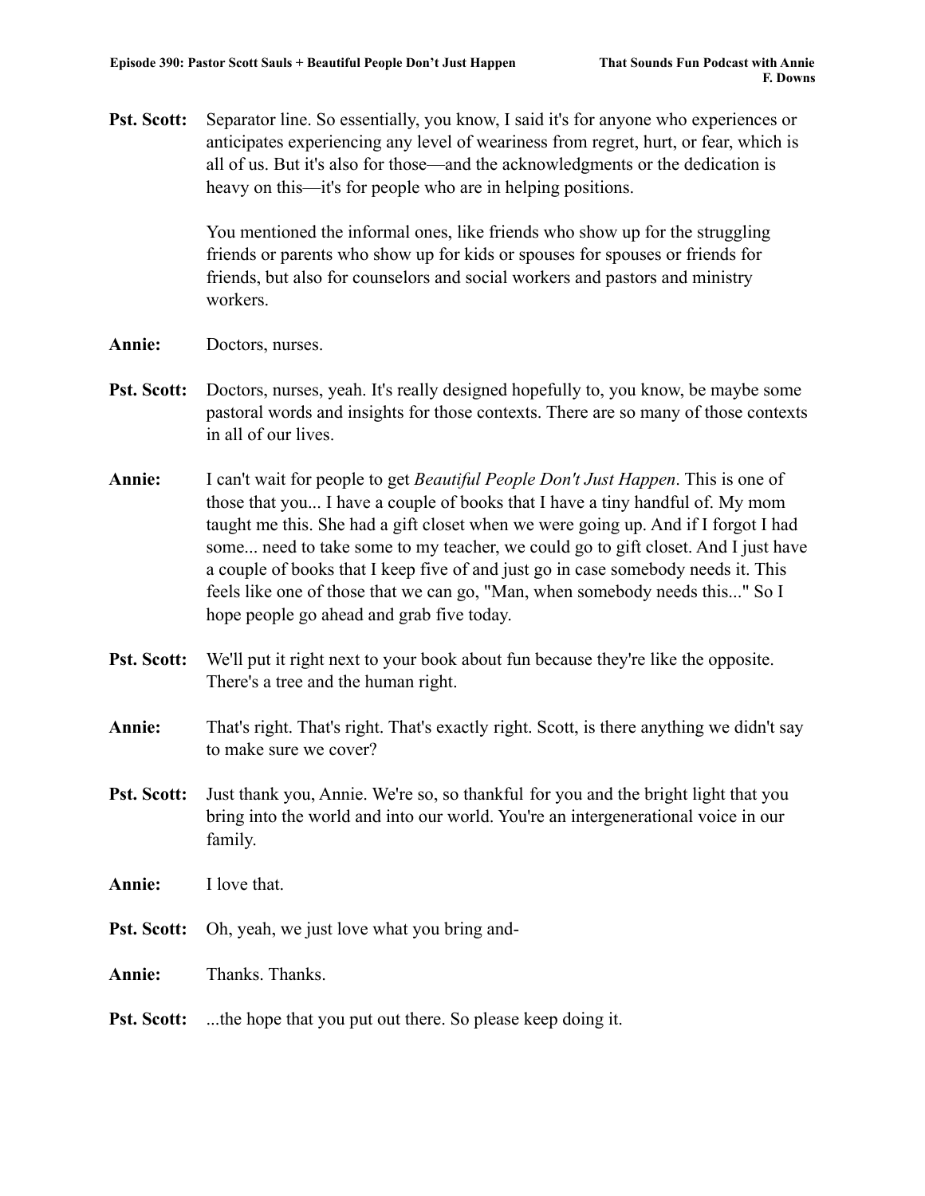**Pst. Scott:** Separator line. So essentially, you know, I said it's for anyone who experiences or anticipates experiencing any level of weariness from regret, hurt, or fear, which is all of us. But it's also for those—and the acknowledgments or the dedication is heavy on this—it's for people who are in helping positions.

You mentioned the informal ones, like friends who show up for the struggling friends or parents who show up for kids or spouses for spouses or friends for friends, but also for counselors and social workers and pastors and ministry workers.

**Annie:** Doctors, nurses.

**Pst. Scott:** Doctors, nurses, yeah. It's really designed hopefully to, you know, be maybe some pastoral words and insights for those contexts. There are so many of those contexts in all of our lives.

**Annie:** I can't wait for people to get *Beautiful People Don't Just Happen*. This is one of those that you... I have a couple of books that I have a tiny handful of. My mom taught me this. She had a gift closet when we were going up. And if I forgot I had some... need to take some to my teacher, we could go to gift closet. And I just have a couple of books that I keep five of and just go in case somebody needs it. This feels like one of those that we can go, "Man, when somebody needs this..." So I hope people go ahead and grab five today.

**Pst. Scott:** We'll put it right next to your book about fun because they're like the opposite. There's a tree and the human right.

**Annie:** That's right. That's right. That's exactly right. Scott, is there anything we didn't say to make sure we cover?

**Pst. Scott:** Just thank you, Annie. We're so, so thankful for you and the bright light that you bring into the world and into our world. You're an intergenerational voice in our family.

**Annie:** I love that.

**Pst. Scott:** Oh, yeah, we just love what you bring and-

**Annie:** Thanks. Thanks.

**Pst. Scott:** ...the hope that you put out there. So please keep doing it.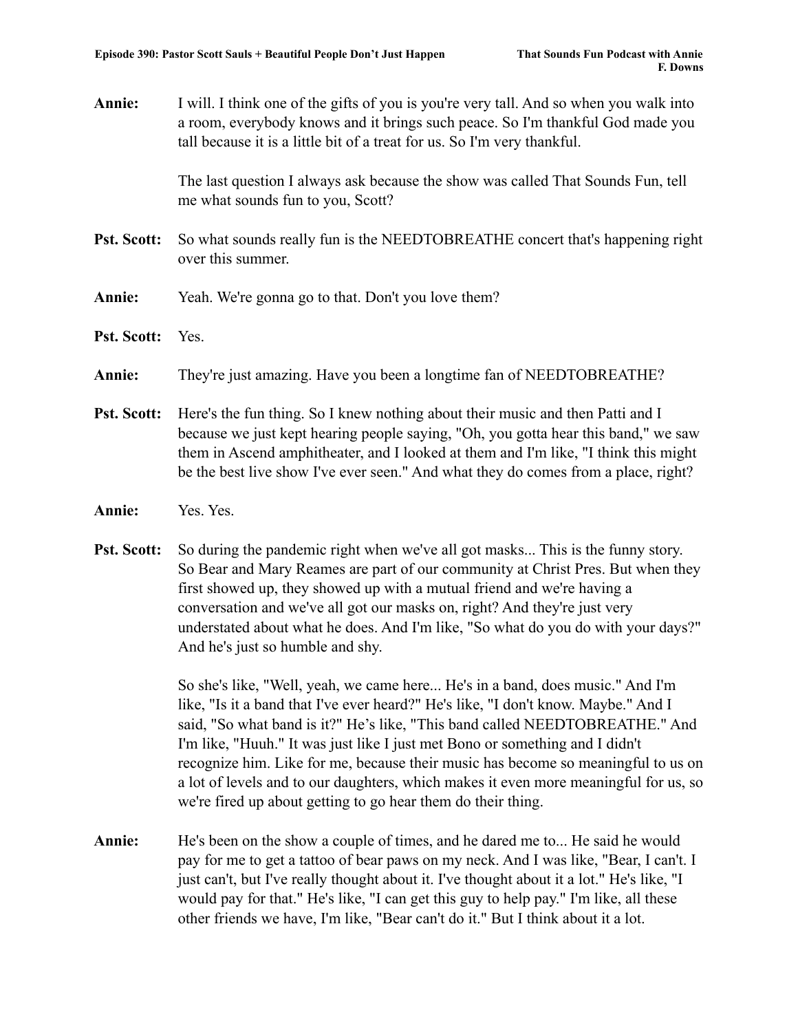**Annie:** I will. I think one of the gifts of you is you're very tall. And so when you walk into a room, everybody knows and it brings such peace. So I'm thankful God made you tall because it is a little bit of a treat for us. So I'm very thankful.

The last question I always ask because the show was called That Sounds Fun, tell me what sounds fun to you, Scott?

**Pst. Scott:** So what sounds really fun is the NEEDTOBREATHE concert that's happening right over this summer.

**Annie:** Yeah. We're gonna go to that. Don't you love them?

**Pst. Scott:** Yes.

**Annie:** They're just amazing. Have you been a longtime fan of NEEDTOBREATHE?

**Pst. Scott:** Here's the fun thing. So I knew nothing about their music and then Patti and I because we just kept hearing people saying, "Oh, you gotta hear this band," we saw them in Ascend amphitheater, and I looked at them and I'm like, "I think this might be the best live show I've ever seen." And what they do comes from a place, right?

**Annie:** Yes. Yes.

**Pst. Scott:** So during the pandemic right when we've all got masks... This is the funny story. So Bear and Mary Reames are part of our community at Christ Pres. But when they first showed up, they showed up with a mutual friend and we're having a conversation and we've all got our masks on, right? And they're just very understated about what he does. And I'm like, "So what do you do with your days?" And he's just so humble and shy.

So she's like, "Well, yeah, we came here... He's in a band, does music." And I'm like, "Is it a band that I've ever heard?" He's like, "I don't know. Maybe." And I said, "So what band is it?" He's like, "This band called NEEDTOBREATHE." And I'm like, "Huuh." It was just like I just met Bono or something and I didn't recognize him. Like for me, because their music has become so meaningful to us on a lot of levels and to our daughters, which makes it even more meaningful for us, so we're fired up about getting to go hear them do their thing.

**Annie:** He's been on the show a couple of times, and he dared me to... He said he would pay for me to get a tattoo of bear paws on my neck. And I was like, "Bear, I can't. I just can't, but I've really thought about it. I've thought about it a lot." He's like, "I would pay for that." He's like, "I can get this guy to help pay." I'm like, all these other friends we have, I'm like, "Bear can't do it." But I think about it a lot.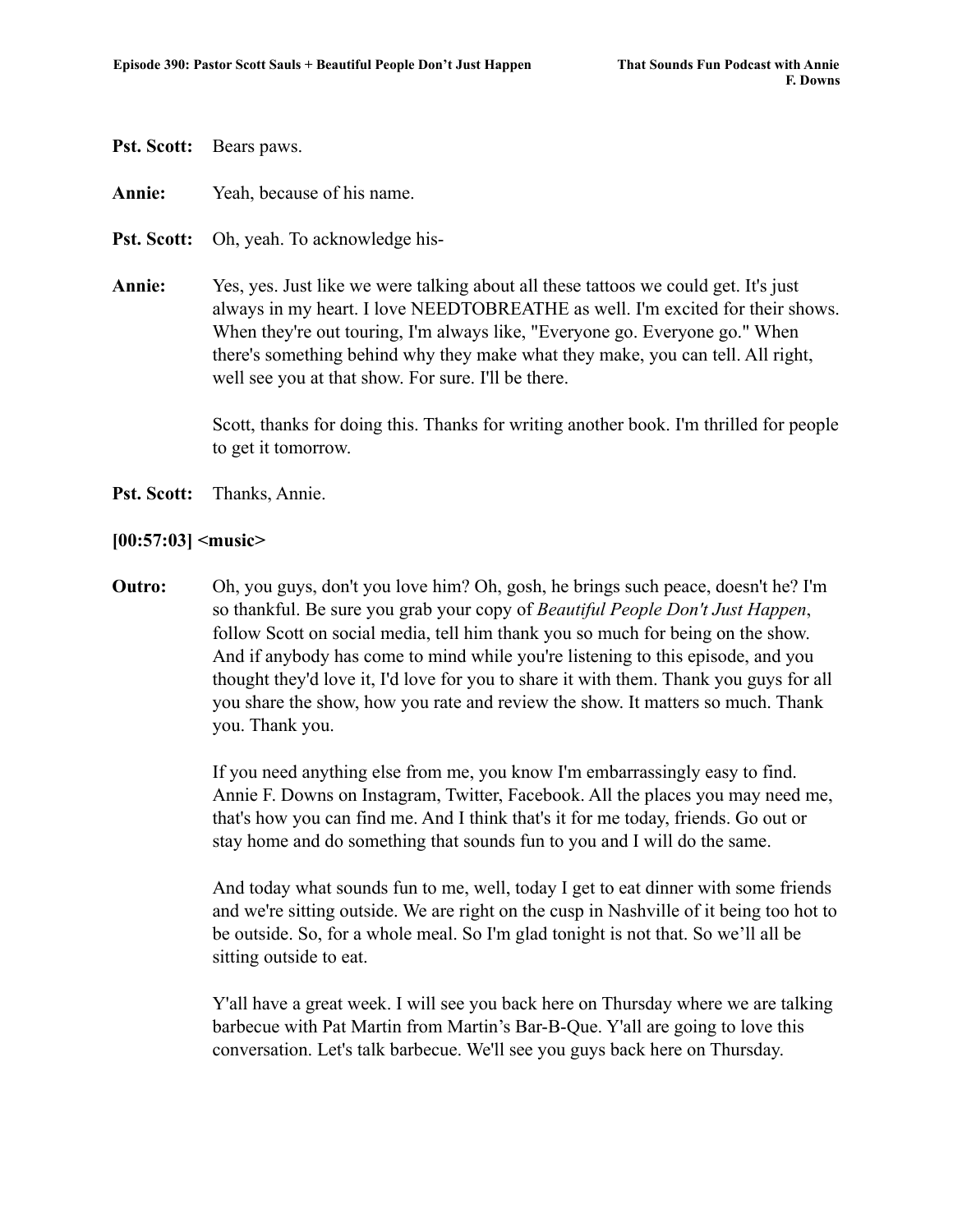**Pst. Scott:** Bears paws.

**Annie:** Yeah, because of his name.

**Pst. Scott:** Oh, yeah. To acknowledge his-

**Annie:** Yes, yes. Just like we were talking about all these tattoos we could get. It's just always in my heart. I love NEEDTOBREATHE as well. I'm excited for their shows. When they're out touring, I'm always like, "Everyone go. Everyone go." When there's something behind why they make what they make, you can tell. All right, well see you at that show. For sure. I'll be there.

Scott, thanks for doing this. Thanks for writing another book. I'm thrilled for people to get it tomorrow.

**Pst. Scott:** Thanks, Annie.

**[00:57:03] <music>**

**Outro:** Oh, you guys, don't you love him? Oh, gosh, he brings such peace, doesn't he? I'm so thankful. Be sure you grab your copy of *Beautiful People Don't Just Happen*, follow Scott on social media, tell him thank you so much for being on the show. And if anybody has come to mind while you're listening to this episode, and you thought they'd love it, I'd love for you to share it with them. Thank you guys for all you share the show, how you rate and review the show. It matters so much. Thank you. Thank you.

If you need anything else from me, you know I'm embarrassingly easy to find. Annie F. Downs on Instagram, Twitter, Facebook. All the places you may need me, that's how you can find me. And I think that's it for me today, friends. Go out or stay home and do something that sounds fun to you and I will do the same.

And today what sounds fun to me, well, today I get to eat dinner with some friends and we're sitting outside. We are right on the cusp in Nashville of it being too hot to be outside. So, for a whole meal. So I'm glad tonight is not that. So we'll all be sitting outside to eat.

Y'all have a great week. I will see you back here on Thursday where we are talking barbecue with Pat Martin from Martin's Bar-B-Que. Y'all are going to love this conversation. Let's talk barbecue. We'll see you guys back here on Thursday.